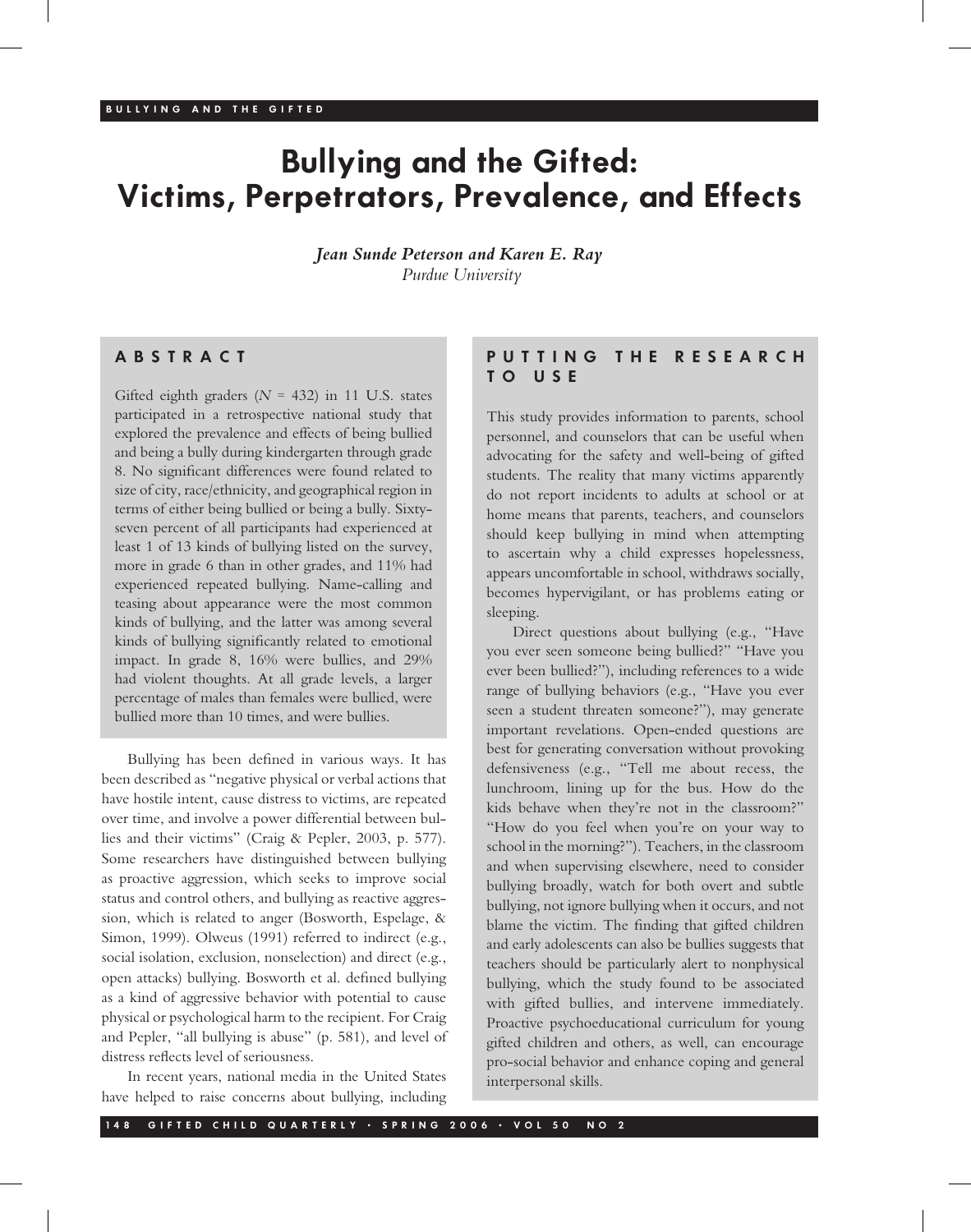# Bullying and the Gifted: Victims, Perpetrators, Prevalence, and Effects

***Jean Sunde Peterson and Karen E. Ray***
*Purdue University*

## ABSTRACT

Gifted eighth graders ($N$ = 432) in 11 U.S. states participated in a retrospective national study that explored the prevalence and effects of being bullied and being a bully during kindergarten through grade 8. No significant differences were found related to size of city, race/ethnicity, and geographical region in terms of either being bullied or being a bully. Sixty-seven percent of all participants had experienced at least 1 of 13 kinds of bullying listed on the survey, more in grade 6 than in other grades, and 11% had experienced repeated bullying. Name-calling and teasing about appearance were the most common kinds of bullying, and the latter was among several kinds of bullying significantly related to emotional impact. In grade 8, 16% were bullies, and 29% had violent thoughts. At all grade levels, a larger percentage of males than females were bullied, were bullied more than 10 times, and were bullies.

## PUTTING THE RESEARCH TO USE

This study provides information to parents, school personnel, and counselors that can be useful when advocating for the safety and well-being of gifted students. The reality that many victims apparently do not report incidents to adults at school or at home means that parents, teachers, and counselors should keep bullying in mind when attempting to ascertain why a child expresses hopelessness, appears uncomfortable in school, withdraws socially, becomes hypervigilant, or has problems eating or sleeping.

Direct questions about bullying (e.g., "Have you ever seen someone being bullied?" "Have you ever been bullied?"), including references to a wide range of bullying behaviors (e.g., "Have you ever seen a student threaten someone?"), may generate important revelations. Open-ended questions are best for generating conversation without provoking defensiveness (e.g., "Tell me about recess, the lunchroom, lining up for the bus. How do the kids behave when they're not in the classroom?" "How do you feel when you're on your way to school in the morning?"). Teachers, in the classroom and when supervising elsewhere, need to consider bullying broadly, watch for both overt and subtle bullying, not ignore bullying when it occurs, and not blame the victim. The finding that gifted children and early adolescents can also be bullies suggests that teachers should be particularly alert to nonphysical bullying, which the study found to be associated with gifted bullies, and intervene immediately. Proactive psychoeducational curriculum for young gifted children and others, as well, can encourage pro-social behavior and enhance coping and general interpersonal skills.

Bullying has been defined in various ways. It has been described as "negative physical or verbal actions that have hostile intent, cause distress to victims, are repeated over time, and involve a power differential between bullies and their victims" (Craig & Pepler, 2003, p. 577). Some researchers have distinguished between bullying as proactive aggression, which seeks to improve social status and control others, and bullying as reactive aggression, which is related to anger (Bosworth, Espelage, & Simon, 1999). Olweus (1991) referred to indirect (e.g., social isolation, exclusion, nonselection) and direct (e.g., open attacks) bullying. Bosworth et al. defined bullying as a kind of aggressive behavior with potential to cause physical or psychological harm to the recipient. For Craig and Pepler, "all bullying is abuse" (p. 581), and level of distress reflects level of seriousness.

In recent years, national media in the United States have helped to raise concerns about bullying, including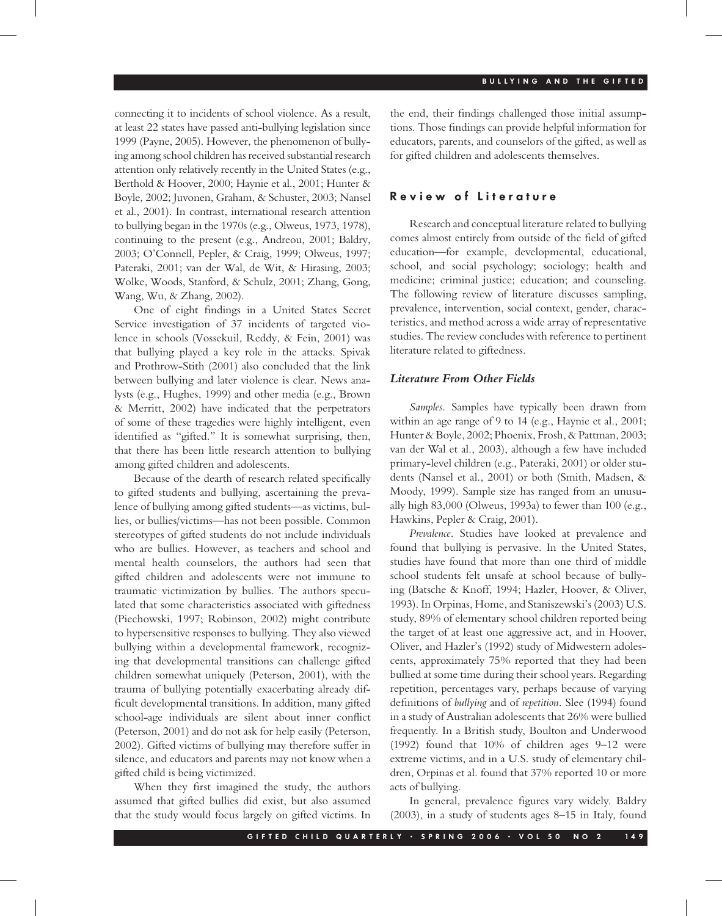connecting it to incidents of school violence. As a result, at least 22 states have passed anti-bullying legislation since 1999 (Payne, 2005). However, the phenomenon of bullying among school children has received substantial research attention only relatively recently in the United States (e.g., Berthold & Hoover, 2000; Haynie et al., 2001; Hunter & Boyle, 2002; Juvonen, Graham, & Schuster, 2003; Nansel et al., 2001). In contrast, international research attention to bullying began in the 1970s (e.g., Olweus, 1973, 1978), continuing to the present (e.g., Andreou, 2001; Baldry, 2003; O'Connell, Pepler, & Craig, 1999; Olweus, 1997; Pateraki, 2001; van der Wal, de Wit, & Hirasing, 2003; Wolke, Woods, Stanford, & Schulz, 2001; Zhang, Gong, Wang, Wu, & Zhang, 2002).

One of eight findings in a United States Secret Service investigation of 37 incidents of targeted violence in schools (Vossekuil, Reddy, & Fein, 2001) was that bullying played a key role in the attacks. Spivak and Prothrow-Stith (2001) also concluded that the link between bullying and later violence is clear. News analysts (e.g., Hughes, 1999) and other media (e.g., Brown & Merritt, 2002) have indicated that the perpetrators of some of these tragedies were highly intelligent, even identified as "gifted." It is somewhat surprising, then, that there has been little research attention to bullying among gifted children and adolescents.

Because of the dearth of research related specifically to gifted students and bullying, ascertaining the prevalence of bullying among gifted students—as victims, bullies, or bullies/victims—has not been possible. Common stereotypes of gifted students do not include individuals who are bullies. However, as teachers and school and mental health counselors, the authors had seen that gifted children and adolescents were not immune to traumatic victimization by bullies. The authors speculated that some characteristics associated with giftedness (Piechowski, 1997; Robinson, 2002) might contribute to hypersensitive responses to bullying. They also viewed bullying within a developmental framework, recognizing that developmental transitions can challenge gifted children somewhat uniquely (Peterson, 2001), with the trauma of bullying potentially exacerbating already difficult developmental transitions. In addition, many gifted school-age individuals are silent about inner conflict (Peterson, 2001) and do not ask for help easily (Peterson, 2002). Gifted victims of bullying may therefore suffer in silence, and educators and parents may not know when a gifted child is being victimized.

When they first imagined the study, the authors assumed that gifted bullies did exist, but also assumed that the study would focus largely on gifted victims. In the end, their findings challenged those initial assumptions. Those findings can provide helpful information for educators, parents, and counselors of the gifted, as well as for gifted children and adolescents themselves.

## Review of Literature

Research and conceptual literature related to bullying comes almost entirely from outside of the field of gifted education—for example, developmental, educational, school, and social psychology; sociology; health and medicine; criminal justice; education; and counseling. The following review of literature discusses sampling, prevalence, intervention, social context, gender, characteristics, and method across a wide array of representative studies. The review concludes with reference to pertinent literature related to giftedness.

### *Literature From Other Fields*

*Samples.* Samples have typically been drawn from within an age range of 9 to 14 (e.g., Haynie et al., 2001; Hunter & Boyle, 2002; Phoenix, Frosh, & Pattman, 2003; van der Wal et al., 2003), although a few have included primary-level children (e.g., Pateraki, 2001) or older students (Nansel et al., 2001) or both (Smith, Madsen, & Moody, 1999). Sample size has ranged from an unusually high 83,000 (Olweus, 1993a) to fewer than 100 (e.g., Hawkins, Pepler & Craig, 2001).

*Prevalence.* Studies have looked at prevalence and found that bullying is pervasive. In the United States, studies have found that more than one third of middle school students felt unsafe at school because of bullying (Batsche & Knoff, 1994; Hazler, Hoover, & Oliver, 1993). In Orpinas, Home, and Staniszewski's (2003) U.S. study, 89% of elementary school children reported being the target of at least one aggressive act, and in Hoover, Oliver, and Hazler's (1992) study of Midwestern adolescents, approximately 75% reported that they had been bullied at some time during their school years. Regarding repetition, percentages vary, perhaps because of varying definitions of *bullying* and of *repetition*. Slee (1994) found in a study of Australian adolescents that 26% were bullied frequently. In a British study, Boulton and Underwood (1992) found that 10% of children ages 9–12 were extreme victims, and in a U.S. study of elementary children, Orpinas et al. found that 37% reported 10 or more acts of bullying.

In general, prevalence figures vary widely. Baldry (2003), in a study of students ages 8–15 in Italy, found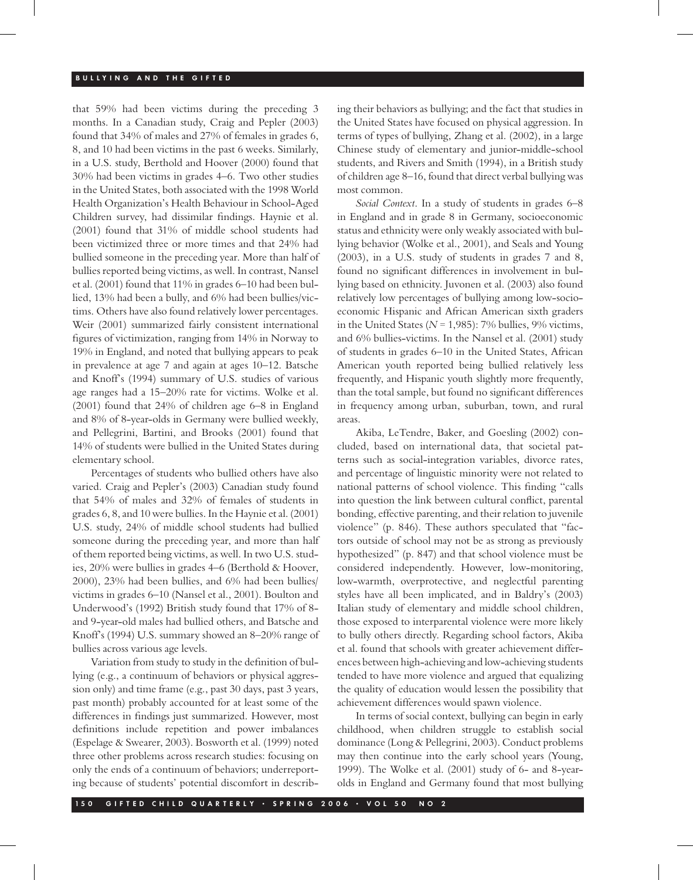that 59% had been victims during the preceding 3 months. In a Canadian study, Craig and Pepler (2003) found that 34% of males and 27% of females in grades 6, 8, and 10 had been victims in the past 6 weeks. Similarly, in a U.S. study, Berthold and Hoover (2000) found that 30% had been victims in grades 4–6. Two other studies in the United States, both associated with the 1998 World Health Organization's Health Behaviour in School-Aged Children survey, had dissimilar findings. Haynie et al. (2001) found that 31% of middle school students had been victimized three or more times and that 24% had bullied someone in the preceding year. More than half of bullies reported being victims, as well. In contrast, Nansel et al. (2001) found that 11% in grades 6–10 had been bullied, 13% had been a bully, and 6% had been bullies/victims. Others have also found relatively lower percentages. Weir (2001) summarized fairly consistent international figures of victimization, ranging from 14% in Norway to 19% in England, and noted that bullying appears to peak in prevalence at age 7 and again at ages 10–12. Batsche and Knoff's (1994) summary of U.S. studies of various age ranges had a 15–20% rate for victims. Wolke et al. (2001) found that 24% of children age 6–8 in England and 8% of 8-year-olds in Germany were bullied weekly, and Pellegrini, Bartini, and Brooks (2001) found that 14% of students were bullied in the United States during elementary school.

Percentages of students who bullied others have also varied. Craig and Pepler's (2003) Canadian study found that 54% of males and 32% of females of students in grades 6, 8, and 10 were bullies. In the Haynie et al. (2001) U.S. study, 24% of middle school students had bullied someone during the preceding year, and more than half of them reported being victims, as well. In two U.S. studies, 20% were bullies in grades 4–6 (Berthold & Hoover, 2000), 23% had been bullies, and 6% had been bullies/victims in grades 6–10 (Nansel et al., 2001). Boulton and Underwood's (1992) British study found that 17% of 8- and 9-year-old males had bullied others, and Batsche and Knoff's (1994) U.S. summary showed an 8–20% range of bullies across various age levels.

Variation from study to study in the definition of bullying (e.g., a continuum of behaviors or physical aggression only) and time frame (e.g., past 30 days, past 3 years, past month) probably accounted for at least some of the differences in findings just summarized. However, most definitions include repetition and power imbalances (Espelage & Swearer, 2003). Bosworth et al. (1999) noted three other problems across research studies: focusing on only the ends of a continuum of behaviors; underreporting because of students' potential discomfort in describing their behaviors as bullying; and the fact that studies in the United States have focused on physical aggression. In terms of types of bullying, Zhang et al. (2002), in a large Chinese study of elementary and junior-middle-school students, and Rivers and Smith (1994), in a British study of children age 8–16, found that direct verbal bullying was most common.

*Social Context*. In a study of students in grades 6–8 in England and in grade 8 in Germany, socioeconomic status and ethnicity were only weakly associated with bullying behavior (Wolke et al., 2001), and Seals and Young (2003), in a U.S. study of students in grades 7 and 8, found no significant differences in involvement in bullying based on ethnicity. Juvonen et al. (2003) also found relatively low percentages of bullying among low-socioeconomic Hispanic and African American sixth graders in the United States ($N$ = 1,985): 7% bullies, 9% victims, and 6% bullies-victims. In the Nansel et al. (2001) study of students in grades 6–10 in the United States, African American youth reported being bullied relatively less frequently, and Hispanic youth slightly more frequently, than the total sample, but found no significant differences in frequency among urban, suburban, town, and rural areas.

Akiba, LeTendre, Baker, and Goesling (2002) concluded, based on international data, that societal patterns such as social-integration variables, divorce rates, and percentage of linguistic minority were not related to national patterns of school violence. This finding "calls into question the link between cultural conflict, parental bonding, effective parenting, and their relation to juvenile violence" (p. 846). These authors speculated that "factors outside of school may not be as strong as previously hypothesized" (p. 847) and that school violence must be considered independently. However, low-monitoring, low-warmth, overprotective, and neglectful parenting styles have all been implicated, and in Baldry's (2003) Italian study of elementary and middle school children, those exposed to interparental violence were more likely to bully others directly. Regarding school factors, Akiba et al. found that schools with greater achievement differences between high-achieving and low-achieving students tended to have more violence and argued that equalizing the quality of education would lessen the possibility that achievement differences would spawn violence.

In terms of social context, bullying can begin in early childhood, when children struggle to establish social dominance (Long & Pellegrini, 2003). Conduct problems may then continue into the early school years (Young, 1999). The Wolke et al. (2001) study of 6- and 8-year-olds in England and Germany found that most bullying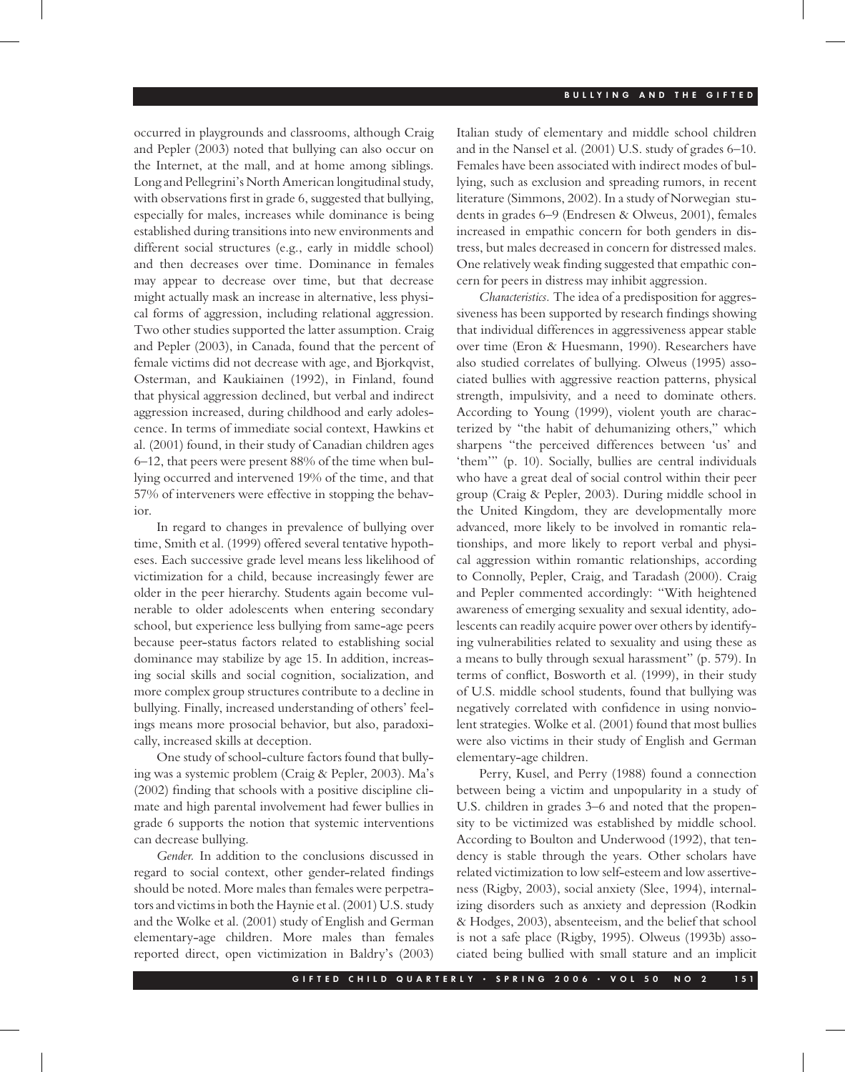occurred in playgrounds and classrooms, although Craig and Pepler (2003) noted that bullying can also occur on the Internet, at the mall, and at home among siblings. Long and Pellegrini's North American longitudinal study, with observations first in grade 6, suggested that bullying, especially for males, increases while dominance is being established during transitions into new environments and different social structures (e.g., early in middle school) and then decreases over time. Dominance in females may appear to decrease over time, but that decrease might actually mask an increase in alternative, less physical forms of aggression, including relational aggression. Two other studies supported the latter assumption. Craig and Pepler (2003), in Canada, found that the percent of female victims did not decrease with age, and Bjorkqvist, Osterman, and Kaukiainen (1992), in Finland, found that physical aggression declined, but verbal and indirect aggression increased, during childhood and early adolescence. In terms of immediate social context, Hawkins et al. (2001) found, in their study of Canadian children ages 6–12, that peers were present 88% of the time when bullying occurred and intervened 19% of the time, and that 57% of interveners were effective in stopping the behavior.

In regard to changes in prevalence of bullying over time, Smith et al. (1999) offered several tentative hypotheses. Each successive grade level means less likelihood of victimization for a child, because increasingly fewer are older in the peer hierarchy. Students again become vulnerable to older adolescents when entering secondary school, but experience less bullying from same-age peers because peer-status factors related to establishing social dominance may stabilize by age 15. In addition, increasing social skills and social cognition, socialization, and more complex group structures contribute to a decline in bullying. Finally, increased understanding of others' feelings means more prosocial behavior, but also, paradoxically, increased skills at deception.

One study of school-culture factors found that bullying was a systemic problem (Craig & Pepler, 2003). Ma's (2002) finding that schools with a positive discipline climate and high parental involvement had fewer bullies in grade 6 supports the notion that systemic interventions can decrease bullying.

*Gender.* In addition to the conclusions discussed in regard to social context, other gender-related findings should be noted. More males than females were perpetrators and victims in both the Haynie et al. (2001) U.S. study and the Wolke et al. (2001) study of English and German elementary-age children. More males than females reported direct, open victimization in Baldry's (2003) Italian study of elementary and middle school children and in the Nansel et al. (2001) U.S. study of grades 6–10. Females have been associated with indirect modes of bullying, such as exclusion and spreading rumors, in recent literature (Simmons, 2002). In a study of Norwegian students in grades 6–9 (Endresen & Olweus, 2001), females increased in empathic concern for both genders in distress, but males decreased in concern for distressed males. One relatively weak finding suggested that empathic concern for peers in distress may inhibit aggression.

*Characteristics.* The idea of a predisposition for aggressiveness has been supported by research findings showing that individual differences in aggressiveness appear stable over time (Eron & Huesmann, 1990). Researchers have also studied correlates of bullying. Olweus (1995) associated bullies with aggressive reaction patterns, physical strength, impulsivity, and a need to dominate others. According to Young (1999), violent youth are characterized by "the habit of dehumanizing others," which sharpens "the perceived differences between 'us' and 'them'" (p. 10). Socially, bullies are central individuals who have a great deal of social control within their peer group (Craig & Pepler, 2003). During middle school in the United Kingdom, they are developmentally more advanced, more likely to be involved in romantic relationships, and more likely to report verbal and physical aggression within romantic relationships, according to Connolly, Pepler, Craig, and Taradash (2000). Craig and Pepler commented accordingly: "With heightened awareness of emerging sexuality and sexual identity, adolescents can readily acquire power over others by identifying vulnerabilities related to sexuality and using these as a means to bully through sexual harassment" (p. 579). In terms of conflict, Bosworth et al. (1999), in their study of U.S. middle school students, found that bullying was negatively correlated with confidence in using nonviolent strategies. Wolke et al. (2001) found that most bullies were also victims in their study of English and German elementary-age children.

Perry, Kusel, and Perry (1988) found a connection between being a victim and unpopularity in a study of U.S. children in grades 3–6 and noted that the propensity to be victimized was established by middle school. According to Boulton and Underwood (1992), that tendency is stable through the years. Other scholars have related victimization to low self-esteem and low assertiveness (Rigby, 2003), social anxiety (Slee, 1994), internalizing disorders such as anxiety and depression (Rodkin & Hodges, 2003), absenteeism, and the belief that school is not a safe place (Rigby, 1995). Olweus (1993b) associated being bullied with small stature and an implicit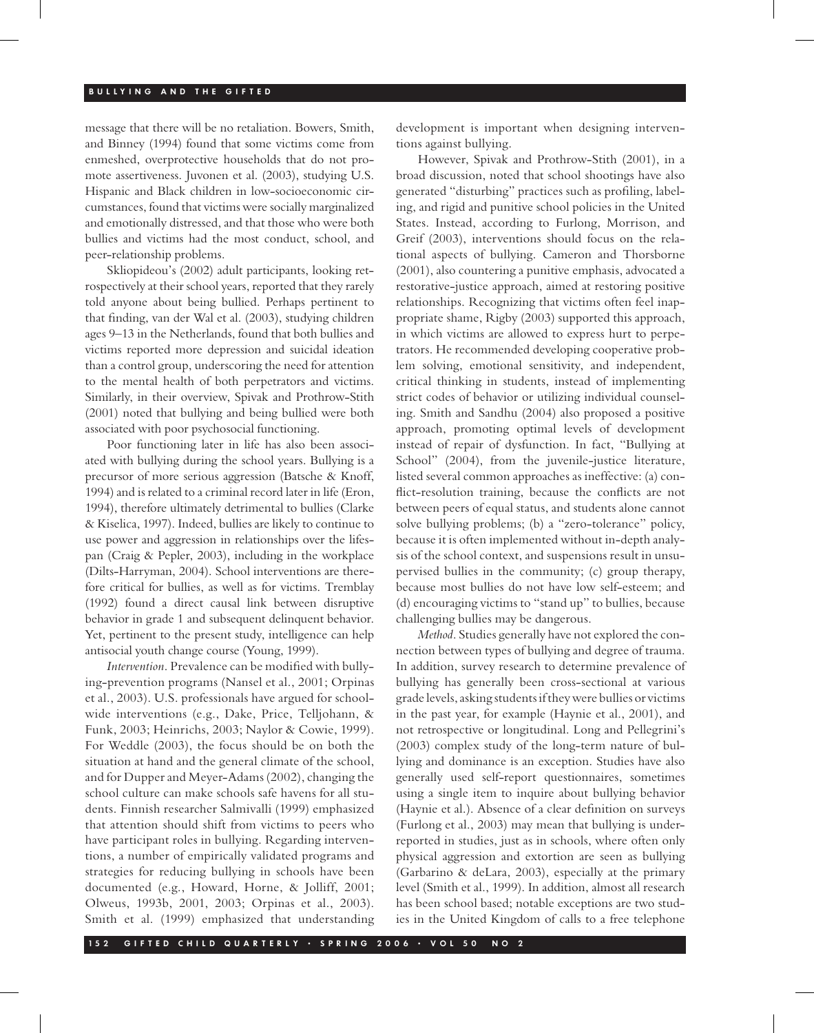message that there will be no retaliation. Bowers, Smith, and Binney (1994) found that some victims come from enmeshed, overprotective households that do not promote assertiveness. Juvonen et al. (2003), studying U.S. Hispanic and Black children in low-socioeconomic circumstances, found that victims were socially marginalized and emotionally distressed, and that those who were both bullies and victims had the most conduct, school, and peer-relationship problems.

Skliopideou's (2002) adult participants, looking retrospectively at their school years, reported that they rarely told anyone about being bullied. Perhaps pertinent to that finding, van der Wal et al. (2003), studying children ages 9–13 in the Netherlands, found that both bullies and victims reported more depression and suicidal ideation than a control group, underscoring the need for attention to the mental health of both perpetrators and victims. Similarly, in their overview, Spivak and Prothrow-Stith (2001) noted that bullying and being bullied were both associated with poor psychosocial functioning.

Poor functioning later in life has also been associated with bullying during the school years. Bullying is a precursor of more serious aggression (Batsche & Knoff, 1994) and is related to a criminal record later in life (Eron, 1994), therefore ultimately detrimental to bullies (Clarke & Kiselica, 1997). Indeed, bullies are likely to continue to use power and aggression in relationships over the lifespan (Craig & Pepler, 2003), including in the workplace (Dilts-Harryman, 2004). School interventions are therefore critical for bullies, as well as for victims. Tremblay (1992) found a direct causal link between disruptive behavior in grade 1 and subsequent delinquent behavior. Yet, pertinent to the present study, intelligence can help antisocial youth change course (Young, 1999).

*Intervention*. Prevalence can be modified with bullying-prevention programs (Nansel et al., 2001; Orpinas et al., 2003). U.S. professionals have argued for schoolwide interventions (e.g., Dake, Price, Telljohann, & Funk, 2003; Heinrichs, 2003; Naylor & Cowie, 1999). For Weddle (2003), the focus should be on both the situation at hand and the general climate of the school, and for Dupper and Meyer-Adams (2002), changing the school culture can make schools safe havens for all students. Finnish researcher Salmivalli (1999) emphasized that attention should shift from victims to peers who have participant roles in bullying. Regarding interventions, a number of empirically validated programs and strategies for reducing bullying in schools have been documented (e.g., Howard, Horne, & Jolliff, 2001; Olweus, 1993b, 2001, 2003; Orpinas et al., 2003). Smith et al. (1999) emphasized that understanding development is important when designing interventions against bullying.

However, Spivak and Prothrow-Stith (2001), in a broad discussion, noted that school shootings have also generated "disturbing" practices such as profiling, labeling, and rigid and punitive school policies in the United States. Instead, according to Furlong, Morrison, and Greif (2003), interventions should focus on the relational aspects of bullying. Cameron and Thorsborne (2001), also countering a punitive emphasis, advocated a restorative-justice approach, aimed at restoring positive relationships. Recognizing that victims often feel inappropriate shame, Rigby (2003) supported this approach, in which victims are allowed to express hurt to perpetrators. He recommended developing cooperative problem solving, emotional sensitivity, and independent, critical thinking in students, instead of implementing strict codes of behavior or utilizing individual counseling. Smith and Sandhu (2004) also proposed a positive approach, promoting optimal levels of development instead of repair of dysfunction. In fact, "Bullying at School" (2004), from the juvenile-justice literature, listed several common approaches as ineffective: (a) conflict-resolution training, because the conflicts are not between peers of equal status, and students alone cannot solve bullying problems; (b) a "zero-tolerance" policy, because it is often implemented without in-depth analysis of the school context, and suspensions result in unsupervised bullies in the community; (c) group therapy, because most bullies do not have low self-esteem; and (d) encouraging victims to "stand up" to bullies, because challenging bullies may be dangerous.

*Method*. Studies generally have not explored the connection between types of bullying and degree of trauma. In addition, survey research to determine prevalence of bullying has generally been cross-sectional at various grade levels, asking students if they were bullies or victims in the past year, for example (Haynie et al., 2001), and not retrospective or longitudinal. Long and Pellegrini's (2003) complex study of the long-term nature of bullying and dominance is an exception. Studies have also generally used self-report questionnaires, sometimes using a single item to inquire about bullying behavior (Haynie et al.). Absence of a clear definition on surveys (Furlong et al., 2003) may mean that bullying is underreported in studies, just as in schools, where often only physical aggression and extortion are seen as bullying (Garbarino & deLara, 2003), especially at the primary level (Smith et al., 1999). In addition, almost all research has been school based; notable exceptions are two studies in the United Kingdom of calls to a free telephone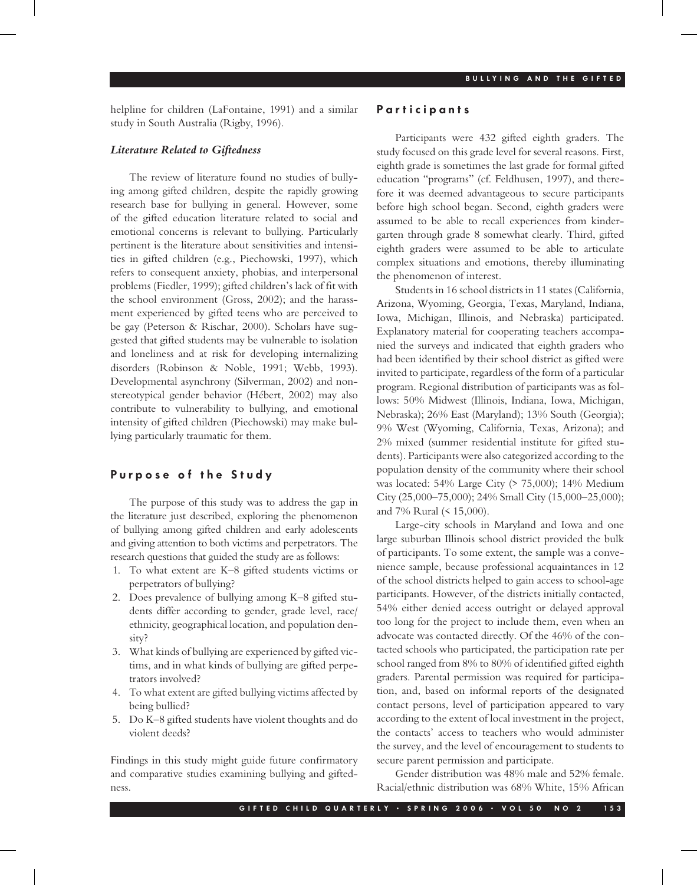helpline for children (LaFontaine, 1991) and a similar study in South Australia (Rigby, 1996).

### *Literature Related to Giftedness*

The review of literature found no studies of bullying among gifted children, despite the rapidly growing research base for bullying in general. However, some of the gifted education literature related to social and emotional concerns is relevant to bullying. Particularly pertinent is the literature about sensitivities and intensities in gifted children (e.g., Piechowski, 1997), which refers to consequent anxiety, phobias, and interpersonal problems (Fiedler, 1999); gifted children's lack of fit with the school environment (Gross, 2002); and the harassment experienced by gifted teens who are perceived to be gay (Peterson & Rischar, 2000). Scholars have suggested that gifted students may be vulnerable to isolation and loneliness and at risk for developing internalizing disorders (Robinson & Noble, 1991; Webb, 1993). Developmental asynchrony (Silverman, 2002) and nonstereotypical gender behavior (Hébert, 2002) may also contribute to vulnerability to bullying, and emotional intensity of gifted children (Piechowski) may make bullying particularly traumatic for them.

## Purpose of the Study

The purpose of this study was to address the gap in the literature just described, exploring the phenomenon of bullying among gifted children and early adolescents and giving attention to both victims and perpetrators. The research questions that guided the study are as follows:

1. To what extent are K–8 gifted students victims or perpetrators of bullying?
2. Does prevalence of bullying among K–8 gifted students differ according to gender, grade level, race/ethnicity, geographical location, and population density?
3. What kinds of bullying are experienced by gifted victims, and in what kinds of bullying are gifted perpetrators involved?
4. To what extent are gifted bullying victims affected by being bullied?
5. Do K–8 gifted students have violent thoughts and do violent deeds?

Findings in this study might guide future confirmatory and comparative studies examining bullying and giftedness.

## Participants

Participants were 432 gifted eighth graders. The study focused on this grade level for several reasons. First, eighth grade is sometimes the last grade for formal gifted education "programs" (cf. Feldhusen, 1997), and therefore it was deemed advantageous to secure participants before high school began. Second, eighth graders were assumed to be able to recall experiences from kindergarten through grade 8 somewhat clearly. Third, gifted eighth graders were assumed to be able to articulate complex situations and emotions, thereby illuminating the phenomenon of interest.

Students in 16 school districts in 11 states (California, Arizona, Wyoming, Georgia, Texas, Maryland, Indiana, Iowa, Michigan, Illinois, and Nebraska) participated. Explanatory material for cooperating teachers accompanied the surveys and indicated that eighth graders who had been identified by their school district as gifted were invited to participate, regardless of the form of a particular program. Regional distribution of participants was as follows: 50% Midwest (Illinois, Indiana, Iowa, Michigan, Nebraska); 26% East (Maryland); 13% South (Georgia); 9% West (Wyoming, California, Texas, Arizona); and 2% mixed (summer residential institute for gifted students). Participants were also categorized according to the population density of the community where their school was located: 54% Large City (> 75,000); 14% Medium City (25,000–75,000); 24% Small City (15,000–25,000); and 7% Rural (< 15,000).

Large-city schools in Maryland and Iowa and one large suburban Illinois school district provided the bulk of participants. To some extent, the sample was a convenience sample, because professional acquaintances in 12 of the school districts helped to gain access to school-age participants. However, of the districts initially contacted, 54% either denied access outright or delayed approval too long for the project to include them, even when an advocate was contacted directly. Of the 46% of the contacted schools who participated, the participation rate per school ranged from 8% to 80% of identified gifted eighth graders. Parental permission was required for participation, and, based on informal reports of the designated contact persons, level of participation appeared to vary according to the extent of local investment in the project, the contacts' access to teachers who would administer the survey, and the level of encouragement to students to secure parent permission and participate.

Gender distribution was 48% male and 52% female. Racial/ethnic distribution was 68% White, 15% African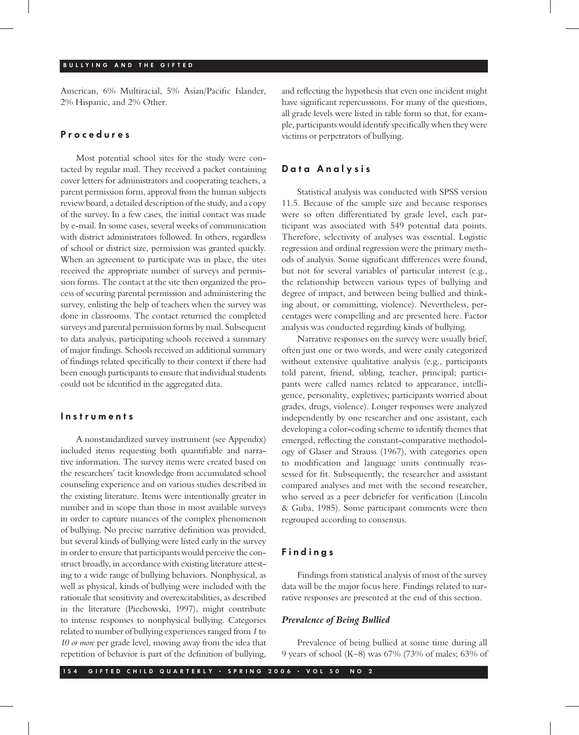American, 6% Multiracial, 5% Asian/Pacific Islander, 2% Hispanic, and 2% Other.

## Procedures

Most potential school sites for the study were contacted by regular mail. They received a packet containing cover letters for administrators and cooperating teachers, a parent permission form, approval from the human subjects review board, a detailed description of the study, and a copy of the survey. In a few cases, the initial contact was made by e-mail. In some cases, several weeks of communication with district administrators followed. In others, regardless of school or district size, permission was granted quickly. When an agreement to participate was in place, the sites received the appropriate number of surveys and permission forms. The contact at the site then organized the process of securing parental permission and administering the survey, enlisting the help of teachers when the survey was done in classrooms. The contact returned the completed surveys and parental permission forms by mail. Subsequent to data analysis, participating schools received a summary of major findings. Schools received an additional summary of findings related specifically to their context if there had been enough participants to ensure that individual students could not be identified in the aggregated data.

## Instruments

A nonstandardized survey instrument (see Appendix) included items requesting both quantifiable and narrative information. The survey items were created based on the researchers' tacit knowledge from accumulated school counseling experience and on various studies described in the existing literature. Items were intentionally greater in number and in scope than those in most available surveys in order to capture nuances of the complex phenomenon of bullying. No precise narrative definition was provided, but several kinds of bullying were listed early in the survey in order to ensure that participants would perceive the construct broadly, in accordance with existing literature attesting to a wide range of bullying behaviors. Nonphysical, as well as physical, kinds of bullying were included with the rationale that sensitivity and overexcitabilities, as described in the literature (Piechowski, 1997), might contribute to intense responses to nonphysical bullying. Categories related to number of bullying experiences ranged from *1* to *10 or more* per grade level, moving away from the idea that repetition of behavior is part of the definition of bullying, and reflecting the hypothesis that even one incident might have significant repercussions. For many of the questions, all grade levels were listed in table form so that, for example, participants would identify specifically when they were victims or perpetrators of bullying.

## Data Analysis

Statistical analysis was conducted with SPSS version 11.5. Because of the sample size and because responses were so often differentiated by grade level, each participant was associated with 549 potential data points. Therefore, selectivity of analyses was essential. Logistic regression and ordinal regression were the primary methods of analysis. Some significant differences were found, but not for several variables of particular interest (e.g., the relationship between various types of bullying and degree of impact, and between being bullied and thinking about, or committing, violence). Nevertheless, percentages were compelling and are presented here. Factor analysis was conducted regarding kinds of bullying.

Narrative responses on the survey were usually brief, often just one or two words, and were easily categorized without extensive qualitative analysis (e.g., participants told parent, friend, sibling, teacher, principal; participants were called names related to appearance, intelligence, personality, expletives; participants worried about grades, drugs, violence). Longer responses were analyzed independently by one researcher and one assistant, each developing a color-coding scheme to identify themes that emerged, reflecting the constant-comparative methodology of Glaser and Strauss (1967), with categories open to modification and language units continually reassessed for fit. Subsequently, the researcher and assistant compared analyses and met with the second researcher, who served as a peer debriefer for verification (Lincoln & Guba, 1985). Some participant comments were then regrouped according to consensus.

## Findings

Findings from statistical analysis of most of the survey data will be the major focus here. Findings related to narrative responses are presented at the end of this section.

### *Prevalence of Being Bullied*

Prevalence of being bullied at some time during all 9 years of school (K–8) was 67% (73% of males; 63% of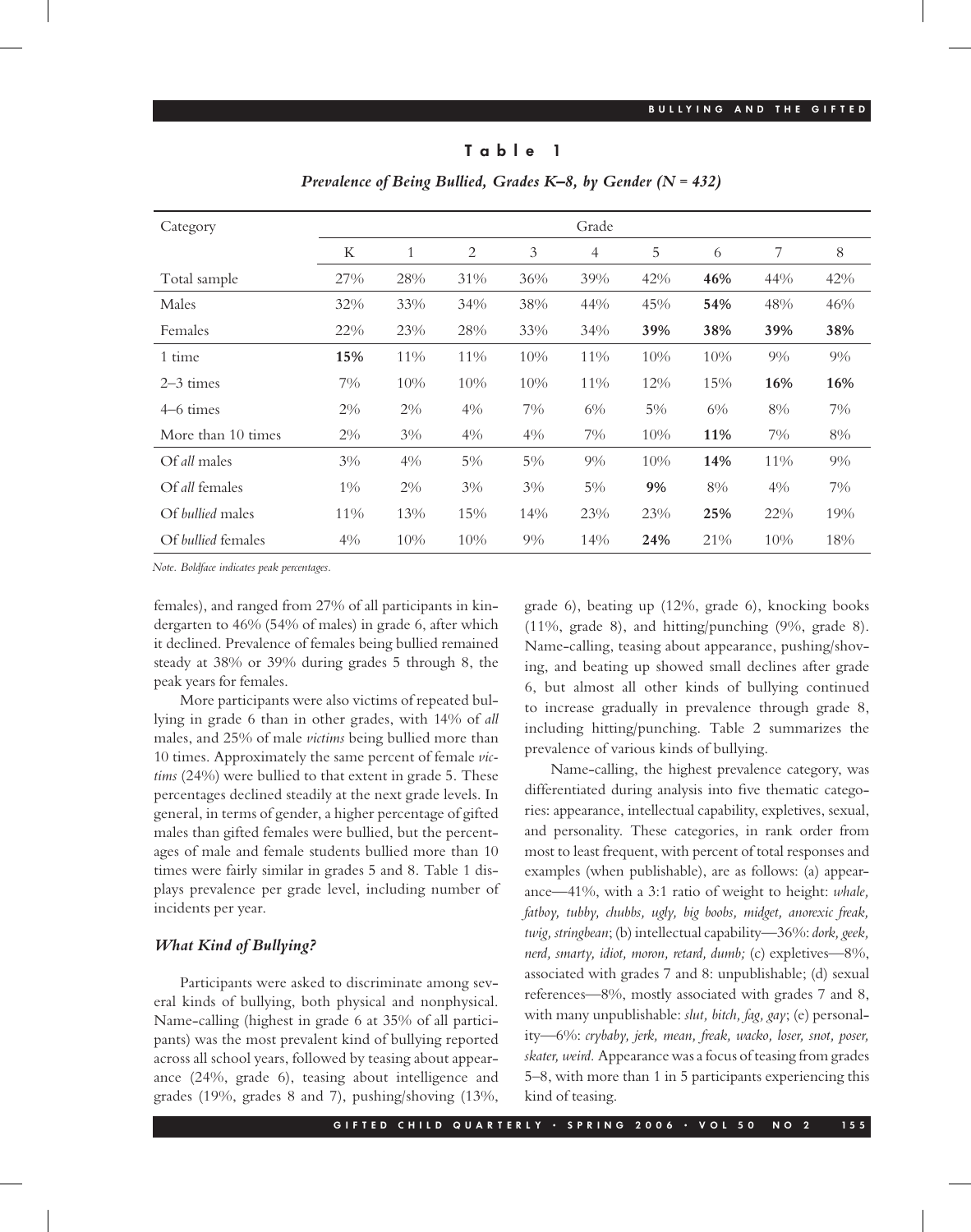**Table 1**

*Prevalence of Being Bullied, Grades K–8, by Gender (N = 432)*

| Category | Grade | | | | | | | | |
|---|---|---|---|---|---|---|---|---|---|
| | K | 1 | 2 | 3 | 4 | 5 | 6 | 7 | 8 |
| Total sample | 27% | 28% | 31% | 36% | 39% | 42% | **46%** | 44% | 42% |
| Males | 32% | 33% | 34% | 38% | 44% | 45% | **54%** | 48% | 46% |
| Females | 22% | 23% | 28% | 33% | 34% | **39%** | 38% | **39%** | **38%** |
| 1 time | **15%** | 11% | 11% | 10% | 11% | 10% | 10% | 9% | 9% |
| 2–3 times | 7% | 10% | 10% | 10% | 11% | 12% | 15% | **16%** | **16%** |
| 4–6 times | 2% | 2% | 4% | 7% | 6% | 5% | 6% | 8% | 7% |
| More than 10 times | 2% | 3% | 4% | 4% | 7% | 10% | **11%** | 7% | 8% |
| Of *all* males | 3% | 4% | 5% | 5% | 9% | 10% | **14%** | 11% | 9% |
| Of *all* females | 1% | 2% | 3% | 3% | 5% | **9%** | 8% | 4% | 7% |
| Of *bullied* males | 11% | 13% | 15% | 14% | 23% | 23% | **25%** | 22% | 19% |
| Of *bullied* females | 4% | 10% | 10% | 9% | 14% | **24%** | 21% | 10% | 18% |

*Note. Boldface indicates peak percentages.*

females), and ranged from 27% of all participants in kindergarten to 46% (54% of males) in grade 6, after which it declined. Prevalence of females being bullied remained steady at 38% or 39% during grades 5 through 8, the peak years for females.

More participants were also victims of repeated bullying in grade 6 than in other grades, with 14% of *all* males, and 25% of male *victims* being bullied more than 10 times. Approximately the same percent of female *victims* (24%) were bullied to that extent in grade 5. These percentages declined steadily at the next grade levels. In general, in terms of gender, a higher percentage of gifted males than gifted females were bullied, but the percentages of male and female students bullied more than 10 times were fairly similar in grades 5 and 8. Table 1 displays prevalence per grade level, including number of incidents per year.

### *What Kind of Bullying?*

Participants were asked to discriminate among several kinds of bullying, both physical and nonphysical. Name-calling (highest in grade 6 at 35% of all participants) was the most prevalent kind of bullying reported across all school years, followed by teasing about appearance (24%, grade 6), teasing about intelligence and grades (19%, grades 8 and 7), pushing/shoving (13%, grade 6), beating up (12%, grade 6), knocking books (11%, grade 8), and hitting/punching (9%, grade 8). Name-calling, teasing about appearance, pushing/shoving, and beating up showed small declines after grade 6, but almost all other kinds of bullying continued to increase gradually in prevalence through grade 8, including hitting/punching. Table 2 summarizes the prevalence of various kinds of bullying.

Name-calling, the highest prevalence category, was differentiated during analysis into five thematic categories: appearance, intellectual capability, expletives, sexual, and personality. These categories, in rank order from most to least frequent, with percent of total responses and examples (when publishable), are as follows: (a) appearance—41%, with a 3:1 ratio of weight to height: *whale, fatboy, tubby, chubbs, ugly, big boobs, midget, anorexic freak, twig, stringbean*; (b) intellectual capability—36%: *dork, geek, nerd, smarty, idiot, moron, retard, dumb;* (c) expletives—8%, associated with grades 7 and 8: unpublishable; (d) sexual references—8%, mostly associated with grades 7 and 8, with many unpublishable: *slut, bitch, fag, gay*; (e) personality—6%: *crybaby, jerk, mean, freak, wacko, loser, snot, poser, skater, weird.* Appearance was a focus of teasing from grades 5–8, with more than 1 in 5 participants experiencing this kind of teasing.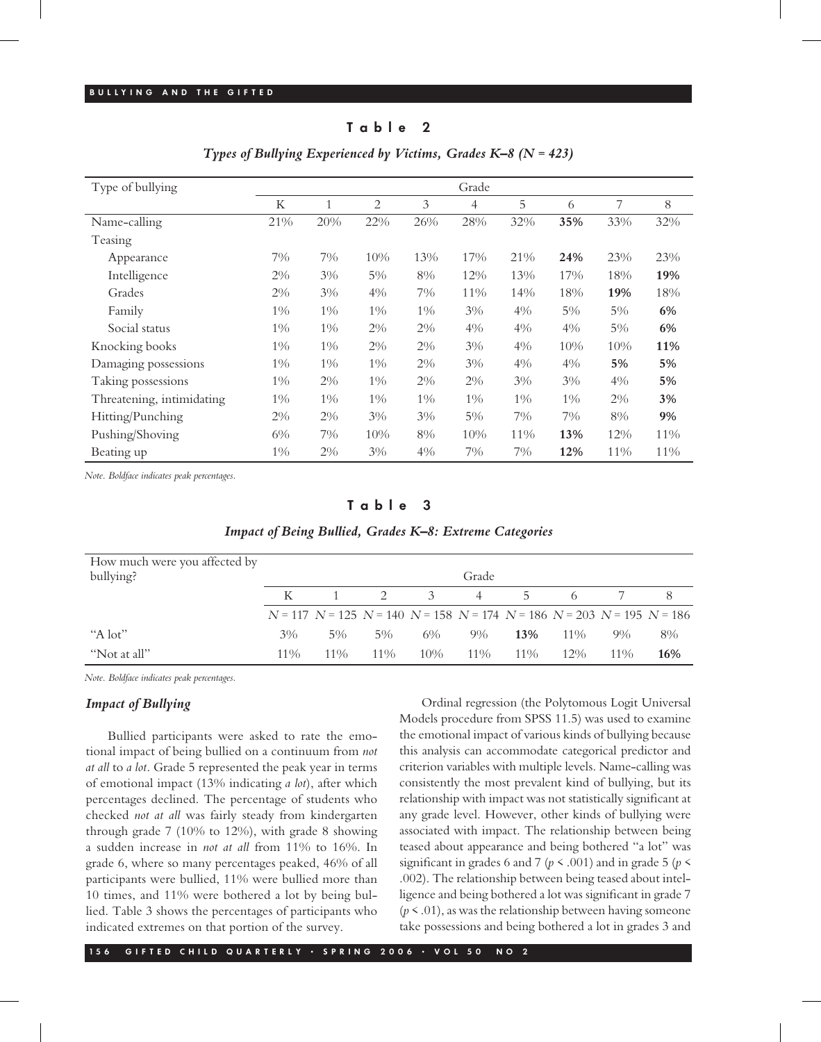**Table 2**

***Types of Bullying Experienced by Victims, Grades K–8 (N = 423)***

| Type of bullying | Grade | | | | | | | | |
|---|---|---|---|---|---|---|---|---|---|
| | K | 1 | 2 | 3 | 4 | 5 | 6 | 7 | 8 |
| Name-calling | 21% | 20% | 22% | 26% | 28% | 32% | **35%** | 33% | 32% |
| Teasing | | | | | | | | | |
| Appearance | 7% | 7% | 10% | 13% | 17% | 21% | **24%** | 23% | 23% |
| Intelligence | 2% | 3% | 5% | 8% | 12% | 13% | 17% | 18% | **19%** |
| Grades | 2% | 3% | 4% | 7% | 11% | 14% | 18% | **19%** | 18% |
| Family | 1% | 1% | 1% | 1% | 3% | 4% | 5% | 5% | **6%** |
| Social status | 1% | 1% | 2% | 2% | 4% | 4% | 4% | 5% | **6%** |
| Knocking books | 1% | 1% | 2% | 2% | 3% | 4% | 10% | 10% | **11%** |
| Damaging possessions | 1% | 1% | 1% | 2% | 3% | 4% | 4% | **5%** | **5%** |
| Taking possessions | 1% | 2% | 1% | 2% | 2% | 3% | 3% | 4% | **5%** |
| Threatening, intimidating | 1% | 1% | 1% | 1% | 1% | 1% | 1% | 2% | **3%** |
| Hitting/Punching | 2% | 2% | 3% | 3% | 5% | 7% | 7% | 8% | **9%** |
| Pushing/Shoving | 6% | 7% | 10% | 8% | 10% | 11% | **13%** | 12% | 11% |
| Beating up | 1% | 2% | 3% | 4% | 7% | 7% | **12%** | 11% | 11% |

*Note. Boldface indicates peak percentages.*

**Table 3**

***Impact of Being Bullied, Grades K–8: Extreme Categories***

| How much were you affected by bullying? | Grade | | | | | | | | |
|---|---|---|---|---|---|---|---|---|---|
| | K | 1 | 2 | 3 | 4 | 5 | 6 | 7 | 8 |
| | *N* = 117 | *N* = 125 | *N* = 140 | *N* = 158 | *N* = 174 | *N* = 186 | *N* = 203 | *N* = 195 | *N* = 186 |
| "A lot" | 3% | 5% | 5% | 6% | 9% | **13%** | 11% | 9% | 8% |
| "Not at all" | 11% | 11% | 11% | 10% | 11% | 11% | 12% | 11% | **16%** |

*Note. Boldface indicates peak percentages.*

### *Impact of Bullying*

Bullied participants were asked to rate the emotional impact of being bullied on a continuum from *not at all* to *a lot*. Grade 5 represented the peak year in terms of emotional impact (13% indicating *a lot*), after which percentages declined. The percentage of students who checked *not at all* was fairly steady from kindergarten through grade 7 (10% to 12%), with grade 8 showing a sudden increase in *not at all* from 11% to 16%. In grade 6, where so many percentages peaked, 46% of all participants were bullied, 11% were bullied more than 10 times, and 11% were bothered a lot by being bullied. Table 3 shows the percentages of participants who indicated extremes on that portion of the survey.

Ordinal regression (the Polytomous Logit Universal Models procedure from SPSS 11.5) was used to examine the emotional impact of various kinds of bullying because this analysis can accommodate categorical predictor and criterion variables with multiple levels. Name-calling was consistently the most prevalent kind of bullying, but its relationship with impact was not statistically significant at any grade level. However, other kinds of bullying were associated with impact. The relationship between being teased about appearance and being bothered "a lot" was significant in grades 6 and 7 ($p < .001$) and in grade 5 ($p < .002$). The relationship between being teased about intelligence and being bothered a lot was significant in grade 7 ($p < .01$), as was the relationship between having someone take possessions and being bothered a lot in grades 3 and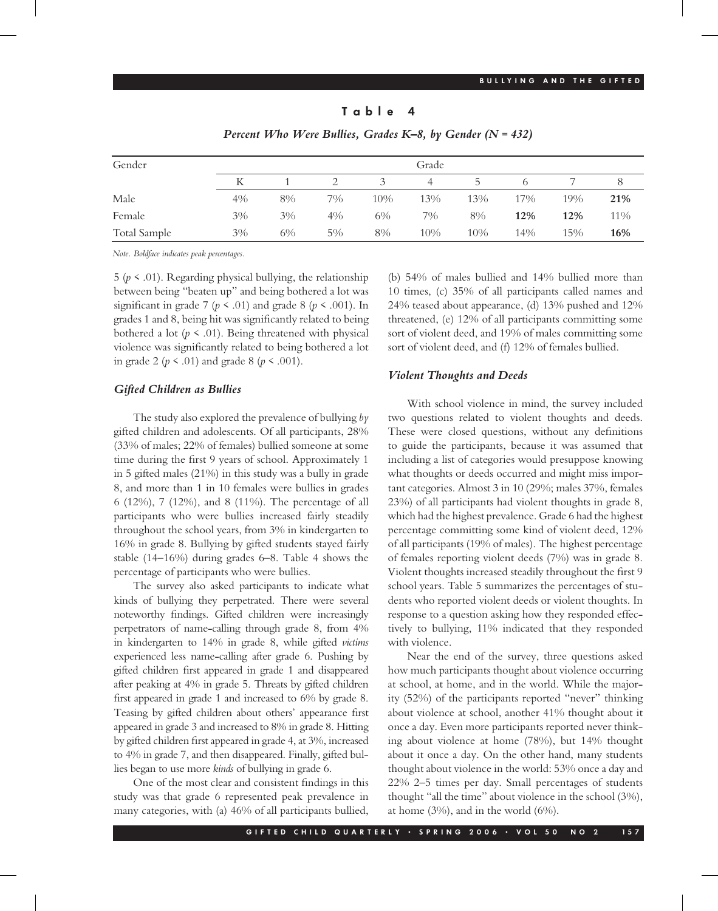**Table 4**

*Percent Who Were Bullies, Grades K–8, by Gender (N = 432)*

| Gender | Grade | | | | | | | | |
|---|---|---|---|---|---|---|---|---|---|
| | K | 1 | 2 | 3 | 4 | 5 | 6 | 7 | 8 |
| Male | 4% | 8% | 7% | 10% | 13% | 13% | 17% | 19% | **21%** |
| Female | 3% | 3% | 4% | 6% | 7% | 8% | **12%** | **12%** | 11% |
| Total Sample | 3% | 6% | 5% | 8% | 10% | 10% | 14% | 15% | **16%** |

*Note*. *Boldface indicates peak percentages.*

5 ($p < .01$). Regarding physical bullying, the relationship between being "beaten up" and being bothered a lot was significant in grade 7 ($p < .01$) and grade 8 ($p < .001$). In grades 1 and 8, being hit was significantly related to being bothered a lot ($p < .01$). Being threatened with physical violence was significantly related to being bothered a lot in grade 2 ($p < .01$) and grade 8 ($p < .001$).

### *Gifted Children as Bullies*

The study also explored the prevalence of bullying *by* gifted children and adolescents. Of all participants, 28% (33% of males; 22% of females) bullied someone at some time during the first 9 years of school. Approximately 1 in 5 gifted males (21%) in this study was a bully in grade 8, and more than 1 in 10 females were bullies in grades 6 (12%), 7 (12%), and 8 (11%). The percentage of all participants who were bullies increased fairly steadily throughout the school years, from 3% in kindergarten to 16% in grade 8. Bullying by gifted students stayed fairly stable (14–16%) during grades 6–8. Table 4 shows the percentage of participants who were bullies.

The survey also asked participants to indicate what kinds of bullying they perpetrated. There were several noteworthy findings. Gifted children were increasingly perpetrators of name-calling through grade 8, from 4% in kindergarten to 14% in grade 8, while gifted *victims* experienced less name-calling after grade 6. Pushing by gifted children first appeared in grade 1 and disappeared after peaking at 4% in grade 5. Threats by gifted children first appeared in grade 1 and increased to 6% by grade 8. Teasing by gifted children about others' appearance first appeared in grade 3 and increased to 8% in grade 8. Hitting by gifted children first appeared in grade 4, at 3%, increased to 4% in grade 7, and then disappeared. Finally, gifted bullies began to use more *kinds* of bullying in grade 6.

One of the most clear and consistent findings in this study was that grade 6 represented peak prevalence in many categories, with (a) 46% of all participants bullied, (b) 54% of males bullied and 14% bullied more than 10 times, (c) 35% of all participants called names and 24% teased about appearance, (d) 13% pushed and 12% threatened, (e) 12% of all participants committing some sort of violent deed, and 19% of males committing some sort of violent deed, and (f) 12% of females bullied.

### *Violent Thoughts and Deeds*

With school violence in mind, the survey included two questions related to violent thoughts and deeds. These were closed questions, without any definitions to guide the participants, because it was assumed that including a list of categories would presuppose knowing what thoughts or deeds occurred and might miss important categories. Almost 3 in 10 (29%; males 37%, females 23%) of all participants had violent thoughts in grade 8, which had the highest prevalence. Grade 6 had the highest percentage committing some kind of violent deed, 12% of all participants (19% of males). The highest percentage of females reporting violent deeds (7%) was in grade 8. Violent thoughts increased steadily throughout the first 9 school years. Table 5 summarizes the percentages of students who reported violent deeds or violent thoughts. In response to a question asking how they responded effectively to bullying, 11% indicated that they responded with violence.

Near the end of the survey, three questions asked how much participants thought about violence occurring at school, at home, and in the world. While the majority (52%) of the participants reported "never" thinking about violence at school, another 41% thought about it once a day. Even more participants reported never thinking about violence at home (78%), but 14% thought about it once a day. On the other hand, many students thought about violence in the world: 53% once a day and 22% 2–5 times per day. Small percentages of students thought "all the time" about violence in the school (3%), at home (3%), and in the world (6%).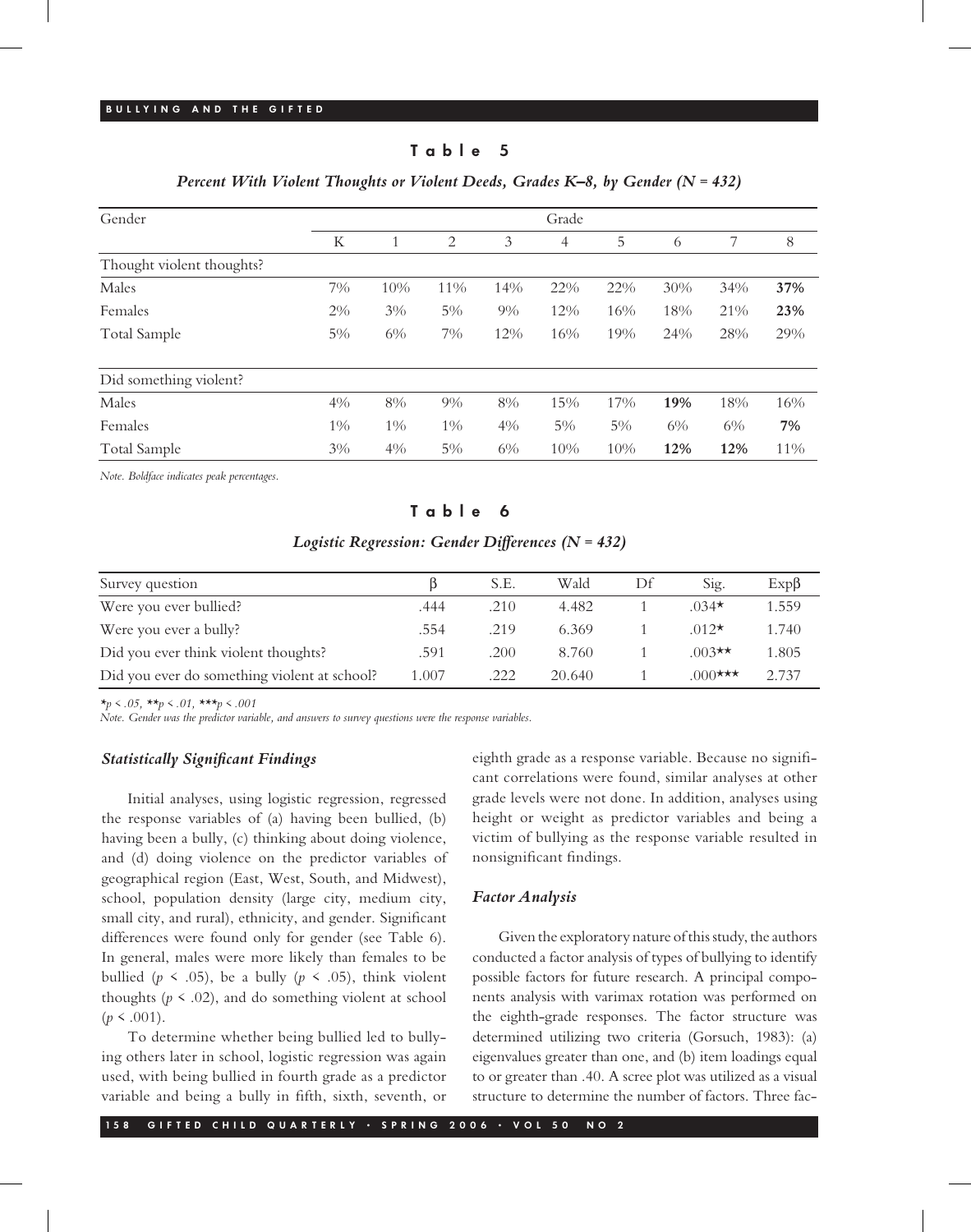## Table 5

*Percent With Violent Thoughts or Violent Deeds, Grades K–8, by Gender (N = 432)*

| Gender | Grade | | | | | | | | |
|---|---|---|---|---|---|---|---|---|---|
| | K | 1 | 2 | 3 | 4 | 5 | 6 | 7 | 8 |
| Thought violent thoughts? | | | | | | | | | |
| Males | 7% | 10% | 11% | 14% | 22% | 22% | 30% | 34% | **37%** |
| Females | 2% | 3% | 5% | 9% | 12% | 16% | 18% | 21% | **23%** |
| Total Sample | 5% | 6% | 7% | 12% | 16% | 19% | 24% | 28% | 29% |
| Did something violent? | | | | | | | | | |
| Males | 4% | 8% | 9% | 8% | 15% | 17% | **19%** | 18% | 16% |
| Females | 1% | 1% | 1% | 4% | 5% | 5% | 6% | 6% | **7%** |
| Total Sample | 3% | 4% | 5% | 6% | 10% | 10% | **12%** | **12%** | 11% |

*Note.* Boldface indicates peak percentages.

## Table 6

*Logistic Regression: Gender Differences (N = 432)*

| Survey question | β | S.E. | Wald | Df | Sig. | Expβ |
|---|---|---|---|---|---|---|
| Were you ever bullied? | .444 | .210 | 4.482 | 1 | .034* | 1.559 |
| Were you ever a bully? | .554 | .219 | 6.369 | 1 | .012* | 1.740 |
| Did you ever think violent thoughts? | .591 | .200 | 8.760 | 1 | .003** | 1.805 |
| Did you ever do something violent at school? | 1.007 | .222 | 20.640 | 1 | .000*** | 2.737 |

*$p < .05$, **$p < .01$, ***$p < .001$

*Note.* Gender was the predictor variable, and answers to survey questions were the response variables.

### *Statistically Significant Findings*

Initial analyses, using logistic regression, regressed the response variables of (a) having been bullied, (b) having been a bully, (c) thinking about doing violence, and (d) doing violence on the predictor variables of geographical region (East, West, South, and Midwest), school, population density (large city, medium city, small city, and rural), ethnicity, and gender. Significant differences were found only for gender (see Table 6). In general, males were more likely than females to be bullied ($p < .05$), be a bully ($p < .05$), think violent thoughts ($p < .02$), and do something violent at school ($p < .001$).

To determine whether being bullied led to bullying others later in school, logistic regression was again used, with being bullied in fourth grade as a predictor variable and being a bully in fifth, sixth, seventh, or eighth grade as a response variable. Because no significant correlations were found, similar analyses at other grade levels were not done. In addition, analyses using height or weight as predictor variables and being a victim of bullying as the response variable resulted in nonsignificant findings.

### *Factor Analysis*

Given the exploratory nature of this study, the authors conducted a factor analysis of types of bullying to identify possible factors for future research. A principal components analysis with varimax rotation was performed on the eighth-grade responses. The factor structure was determined utilizing two criteria (Gorsuch, 1983): (a) eigenvalues greater than one, and (b) item loadings equal to or greater than .40. A scree plot was utilized as a visual structure to determine the number of factors. Three fac-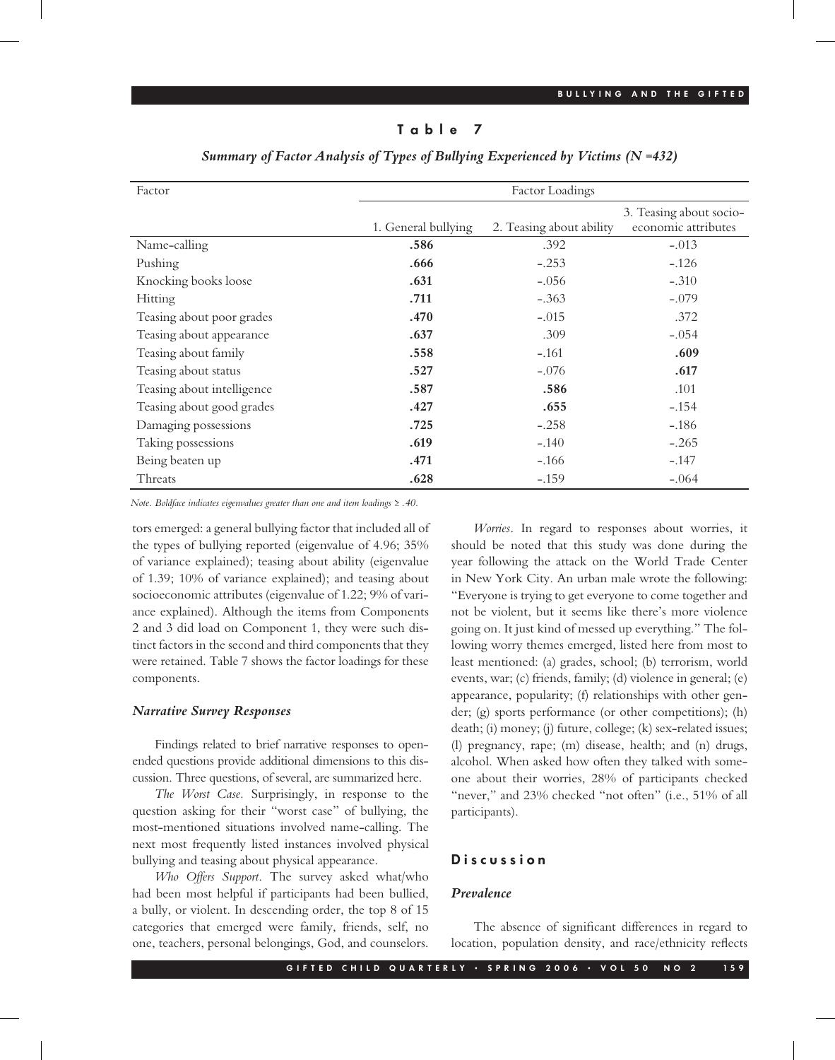## Table 7

*Summary of Factor Analysis of Types of Bullying Experienced by Victims (N =432)*

| Factor | Factor Loadings | | |
|---|---|---|---|
| | 1. General bullying | 2. Teasing about ability | 3. Teasing about socio-economic attributes |
| Name-calling | **.586** | .392 | -.013 |
| Pushing | **.666** | -.253 | -.126 |
| Knocking books loose | **.631** | -.056 | -.310 |
| Hitting | **.711** | -.363 | -.079 |
| Teasing about poor grades | **.470** | -.015 | .372 |
| Teasing about appearance | **.637** | .309 | -.054 |
| Teasing about family | **.558** | -.161 | **.609** |
| Teasing about status | **.527** | -.076 | **.617** |
| Teasing about intelligence | **.587** | **.586** | .101 |
| Teasing about good grades | **.427** | **.655** | -.154 |
| Damaging possessions | **.725** | -.258 | -.186 |
| Taking possessions | **.619** | -.140 | -.265 |
| Being beaten up | **.471** | -.166 | -.147 |
| Threats | **.628** | -.159 | -.064 |

*Note. Boldface indicates eigenvalues greater than one and item loadings ≥ .40.*

tors emerged: a general bullying factor that included all of the types of bullying reported (eigenvalue of 4.96; 35% of variance explained); teasing about ability (eigenvalue of 1.39; 10% of variance explained); and teasing about socioeconomic attributes (eigenvalue of 1.22; 9% of variance explained). Although the items from Components 2 and 3 did load on Component 1, they were such distinct factors in the second and third components that they were retained. Table 7 shows the factor loadings for these components.

### Narrative Survey Responses

Findings related to brief narrative responses to open-ended questions provide additional dimensions to this discussion. Three questions, of several, are summarized here.

*The Worst Case.* Surprisingly, in response to the question asking for their "worst case" of bullying, the most-mentioned situations involved name-calling. The next most frequently listed instances involved physical bullying and teasing about physical appearance.

*Who Offers Support.* The survey asked what/who had been most helpful if participants had been bullied, a bully, or violent. In descending order, the top 8 of 15 categories that emerged were family, friends, self, no one, teachers, personal belongings, God, and counselors.

*Worries.* In regard to responses about worries, it should be noted that this study was done during the year following the attack on the World Trade Center in New York City. An urban male wrote the following: "Everyone is trying to get everyone to come together and not be violent, but it seems like there's more violence going on. It just kind of messed up everything." The following worry themes emerged, listed here from most to least mentioned: (a) grades, school; (b) terrorism, world events, war; (c) friends, family; (d) violence in general; (e) appearance, popularity; (f) relationships with other gender; (g) sports performance (or other competitions); (h) death; (i) money; (j) future, college; (k) sex-related issues; (l) pregnancy, rape; (m) disease, health; and (n) drugs, alcohol. When asked how often they talked with someone about their worries, 28% of participants checked "never," and 23% checked "not often" (i.e., 51% of all participants).

## Discussion

### Prevalence

The absence of significant differences in regard to location, population density, and race/ethnicity reflects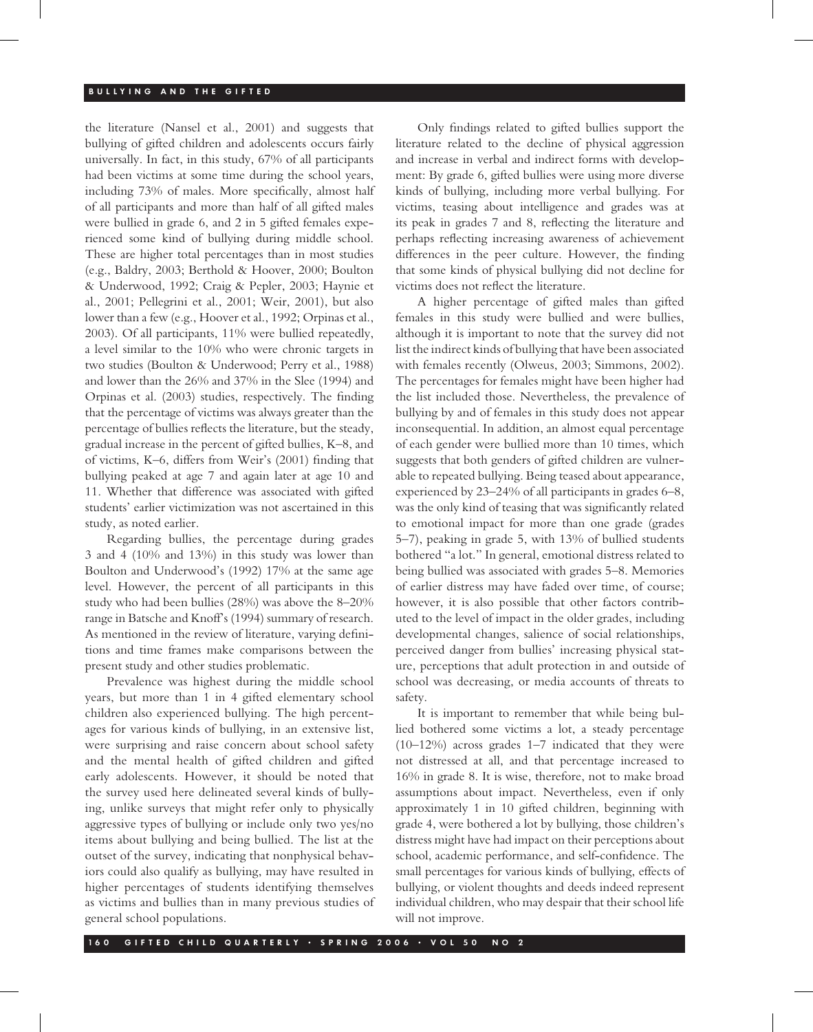the literature (Nansel et al., 2001) and suggests that bullying of gifted children and adolescents occurs fairly universally. In fact, in this study, 67% of all participants had been victims at some time during the school years, including 73% of males. More specifically, almost half of all participants and more than half of all gifted males were bullied in grade 6, and 2 in 5 gifted females experienced some kind of bullying during middle school. These are higher total percentages than in most studies (e.g., Baldry, 2003; Berthold & Hoover, 2000; Boulton & Underwood, 1992; Craig & Pepler, 2003; Haynie et al., 2001; Pellegrini et al., 2001; Weir, 2001), but also lower than a few (e.g., Hoover et al., 1992; Orpinas et al., 2003). Of all participants, 11% were bullied repeatedly, a level similar to the 10% who were chronic targets in two studies (Boulton & Underwood; Perry et al., 1988) and lower than the 26% and 37% in the Slee (1994) and Orpinas et al. (2003) studies, respectively. The finding that the percentage of victims was always greater than the percentage of bullies reflects the literature, but the steady, gradual increase in the percent of gifted bullies, K–8, and of victims, K–6, differs from Weir's (2001) finding that bullying peaked at age 7 and again later at age 10 and 11. Whether that difference was associated with gifted students' earlier victimization was not ascertained in this study, as noted earlier.

Regarding bullies, the percentage during grades 3 and 4 (10% and 13%) in this study was lower than Boulton and Underwood's (1992) 17% at the same age level. However, the percent of all participants in this study who had been bullies (28%) was above the 8–20% range in Batsche and Knoff's (1994) summary of research. As mentioned in the review of literature, varying definitions and time frames make comparisons between the present study and other studies problematic.

Prevalence was highest during the middle school years, but more than 1 in 4 gifted elementary school children also experienced bullying. The high percentages for various kinds of bullying, in an extensive list, were surprising and raise concern about school safety and the mental health of gifted children and gifted early adolescents. However, it should be noted that the survey used here delineated several kinds of bullying, unlike surveys that might refer only to physically aggressive types of bullying or include only two yes/no items about bullying and being bullied. The list at the outset of the survey, indicating that nonphysical behaviors could also qualify as bullying, may have resulted in higher percentages of students identifying themselves as victims and bullies than in many previous studies of general school populations.

Only findings related to gifted bullies support the literature related to the decline of physical aggression and increase in verbal and indirect forms with development: By grade 6, gifted bullies were using more diverse kinds of bullying, including more verbal bullying. For victims, teasing about intelligence and grades was at its peak in grades 7 and 8, reflecting the literature and perhaps reflecting increasing awareness of achievement differences in the peer culture. However, the finding that some kinds of physical bullying did not decline for victims does not reflect the literature.

A higher percentage of gifted males than gifted females in this study were bullied and were bullies, although it is important to note that the survey did not list the indirect kinds of bullying that have been associated with females recently (Olweus, 2003; Simmons, 2002). The percentages for females might have been higher had the list included those. Nevertheless, the prevalence of bullying by and of females in this study does not appear inconsequential. In addition, an almost equal percentage of each gender were bullied more than 10 times, which suggests that both genders of gifted children are vulnerable to repeated bullying. Being teased about appearance, experienced by 23–24% of all participants in grades 6–8, was the only kind of teasing that was significantly related to emotional impact for more than one grade (grades 5–7), peaking in grade 5, with 13% of bullied students bothered "a lot." In general, emotional distress related to being bullied was associated with grades 5–8. Memories of earlier distress may have faded over time, of course; however, it is also possible that other factors contributed to the level of impact in the older grades, including developmental changes, salience of social relationships, perceived danger from bullies' increasing physical stature, perceptions that adult protection in and outside of school was decreasing, or media accounts of threats to safety.

It is important to remember that while being bullied bothered some victims a lot, a steady percentage (10–12%) across grades 1–7 indicated that they were not distressed at all, and that percentage increased to 16% in grade 8. It is wise, therefore, not to make broad assumptions about impact. Nevertheless, even if only approximately 1 in 10 gifted children, beginning with grade 4, were bothered a lot by bullying, those children's distress might have had impact on their perceptions about school, academic performance, and self-confidence. The small percentages for various kinds of bullying, effects of bullying, or violent thoughts and deeds indeed represent individual children, who may despair that their school life will not improve.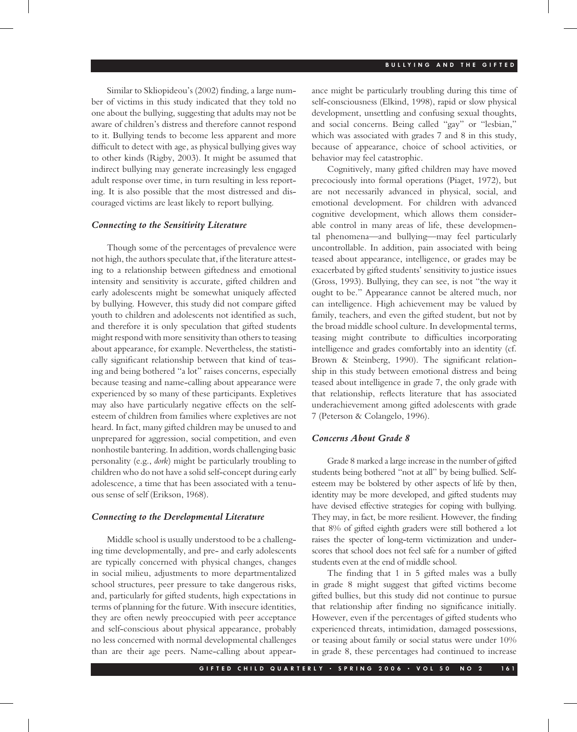Similar to Skliopideou's (2002) finding, a large number of victims in this study indicated that they told no one about the bullying, suggesting that adults may not be aware of children's distress and therefore cannot respond to it. Bullying tends to become less apparent and more difficult to detect with age, as physical bullying gives way to other kinds (Rigby, 2003). It might be assumed that indirect bullying may generate increasingly less engaged adult response over time, in turn resulting in less reporting. It is also possible that the most distressed and discouraged victims are least likely to report bullying.

### *Connecting to the Sensitivity Literature*

Though some of the percentages of prevalence were not high, the authors speculate that, if the literature attesting to a relationship between giftedness and emotional intensity and sensitivity is accurate, gifted children and early adolescents might be somewhat uniquely affected by bullying. However, this study did not compare gifted youth to children and adolescents not identified as such, and therefore it is only speculation that gifted students might respond with more sensitivity than others to teasing about appearance, for example. Nevertheless, the statistically significant relationship between that kind of teasing and being bothered "a lot" raises concerns, especially because teasing and name-calling about appearance were experienced by so many of these participants. Expletives may also have particularly negative effects on the self-esteem of children from families where expletives are not heard. In fact, many gifted children may be unused to and unprepared for aggression, social competition, and even nonhostile bantering. In addition, words challenging basic personality (e.g., *dork*) might be particularly troubling to children who do not have a solid self-concept during early adolescence, a time that has been associated with a tenuous sense of self (Erikson, 1968).

### *Connecting to the Developmental Literature*

Middle school is usually understood to be a challenging time developmentally, and pre- and early adolescents are typically concerned with physical changes, changes in social milieu, adjustments to more departmentalized school structures, peer pressure to take dangerous risks, and, particularly for gifted students, high expectations in terms of planning for the future. With insecure identities, they are often newly preoccupied with peer acceptance and self-conscious about physical appearance, probably no less concerned with normal developmental challenges than are their age peers. Name-calling about appearance might be particularly troubling during this time of self-consciousness (Elkind, 1998), rapid or slow physical development, unsettling and confusing sexual thoughts, and social concerns. Being called "gay" or "lesbian," which was associated with grades 7 and 8 in this study, because of appearance, choice of school activities, or behavior may feel catastrophic.

Cognitively, many gifted children may have moved precociously into formal operations (Piaget, 1972), but are not necessarily advanced in physical, social, and emotional development. For children with advanced cognitive development, which allows them considerable control in many areas of life, these developmental phenomena—and bullying—may feel particularly uncontrollable. In addition, pain associated with being teased about appearance, intelligence, or grades may be exacerbated by gifted students' sensitivity to justice issues (Gross, 1993). Bullying, they can see, is not "the way it ought to be." Appearance cannot be altered much, nor can intelligence. High achievement may be valued by family, teachers, and even the gifted student, but not by the broad middle school culture. In developmental terms, teasing might contribute to difficulties incorporating intelligence and grades comfortably into an identity (cf. Brown & Steinberg, 1990). The significant relationship in this study between emotional distress and being teased about intelligence in grade 7, the only grade with that relationship, reflects literature that has associated underachievement among gifted adolescents with grade 7 (Peterson & Colangelo, 1996).

### *Concerns About Grade 8*

Grade 8 marked a large increase in the number of gifted students being bothered "not at all" by being bullied. Self-esteem may be bolstered by other aspects of life by then, identity may be more developed, and gifted students may have devised effective strategies for coping with bullying. They may, in fact, be more resilient. However, the finding that 8% of gifted eighth graders were still bothered a lot raises the specter of long-term victimization and underscores that school does not feel safe for a number of gifted students even at the end of middle school.

The finding that 1 in 5 gifted males was a bully in grade 8 might suggest that gifted victims become gifted bullies, but this study did not continue to pursue that relationship after finding no significance initially. However, even if the percentages of gifted students who experienced threats, intimidation, damaged possessions, or teasing about family or social status were under 10% in grade 8, these percentages had continued to increase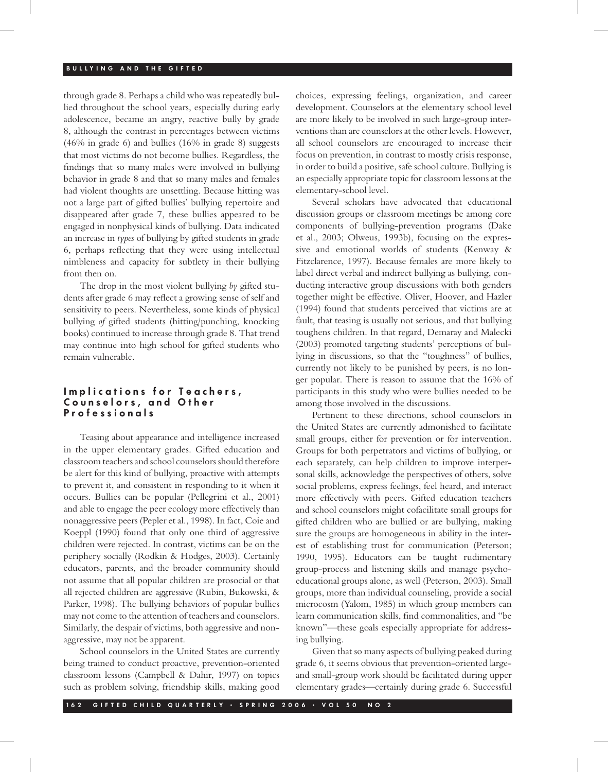through grade 8. Perhaps a child who was repeatedly bullied throughout the school years, especially during early adolescence, became an angry, reactive bully by grade 8, although the contrast in percentages between victims (46% in grade 6) and bullies (16% in grade 8) suggests that most victims do not become bullies. Regardless, the findings that so many males were involved in bullying behavior in grade 8 and that so many males and females had violent thoughts are unsettling. Because hitting was not a large part of gifted bullies' bullying repertoire and disappeared after grade 7, these bullies appeared to be engaged in nonphysical kinds of bullying. Data indicated an increase in *types* of bullying by gifted students in grade 6, perhaps reflecting that they were using intellectual nimbleness and capacity for subtlety in their bullying from then on.

The drop in the most violent bullying *by* gifted students after grade 6 may reflect a growing sense of self and sensitivity to peers. Nevertheless, some kinds of physical bullying *of* gifted students (hitting/punching, knocking books) continued to increase through grade 8. That trend may continue into high school for gifted students who remain vulnerable.

## Implications for Teachers, Counselors, and Other Professionals

Teasing about appearance and intelligence increased in the upper elementary grades. Gifted education and classroom teachers and school counselors should therefore be alert for this kind of bullying, proactive with attempts to prevent it, and consistent in responding to it when it occurs. Bullies can be popular (Pellegrini et al., 2001) and able to engage the peer ecology more effectively than nonaggressive peers (Pepler et al., 1998). In fact, Coie and Koeppl (1990) found that only one third of aggressive children were rejected. In contrast, victims can be on the periphery socially (Rodkin & Hodges, 2003). Certainly educators, parents, and the broader community should not assume that all popular children are prosocial or that all rejected children are aggressive (Rubin, Bukowski, & Parker, 1998). The bullying behaviors of popular bullies may not come to the attention of teachers and counselors. Similarly, the despair of victims, both aggressive and nonaggressive, may not be apparent.

School counselors in the United States are currently being trained to conduct proactive, prevention-oriented classroom lessons (Campbell & Dahir, 1997) on topics such as problem solving, friendship skills, making good choices, expressing feelings, organization, and career development. Counselors at the elementary school level are more likely to be involved in such large-group interventions than are counselors at the other levels. However, all school counselors are encouraged to increase their focus on prevention, in contrast to mostly crisis response, in order to build a positive, safe school culture. Bullying is an especially appropriate topic for classroom lessons at the elementary-school level.

Several scholars have advocated that educational discussion groups or classroom meetings be among core components of bullying-prevention programs (Dake et al., 2003; Olweus, 1993b), focusing on the expressive and emotional worlds of students (Kenway & Fitzclarence, 1997). Because females are more likely to label direct verbal and indirect bullying as bullying, conducting interactive group discussions with both genders together might be effective. Oliver, Hoover, and Hazler (1994) found that students perceived that victims are at fault, that teasing is usually not serious, and that bullying toughens children. In that regard, Demaray and Malecki (2003) promoted targeting students' perceptions of bullying in discussions, so that the "toughness" of bullies, currently not likely to be punished by peers, is no longer popular. There is reason to assume that the 16% of participants in this study who were bullies needed to be among those involved in the discussions.

Pertinent to these directions, school counselors in the United States are currently admonished to facilitate small groups, either for prevention or for intervention. Groups for both perpetrators and victims of bullying, or each separately, can help children to improve interpersonal skills, acknowledge the perspectives of others, solve social problems, express feelings, feel heard, and interact more effectively with peers. Gifted education teachers and school counselors might cofacilitate small groups for gifted children who are bullied or are bullying, making sure the groups are homogeneous in ability in the interest of establishing trust for communication (Peterson; 1990, 1995). Educators can be taught rudimentary group-process and listening skills and manage psychoeducational groups alone, as well (Peterson, 2003). Small groups, more than individual counseling, provide a social microcosm (Yalom, 1985) in which group members can learn communication skills, find commonalities, and "be known"—these goals especially appropriate for addressing bullying.

Given that so many aspects of bullying peaked during grade 6, it seems obvious that prevention-oriented large- and small-group work should be facilitated during upper elementary grades—certainly during grade 6. Successful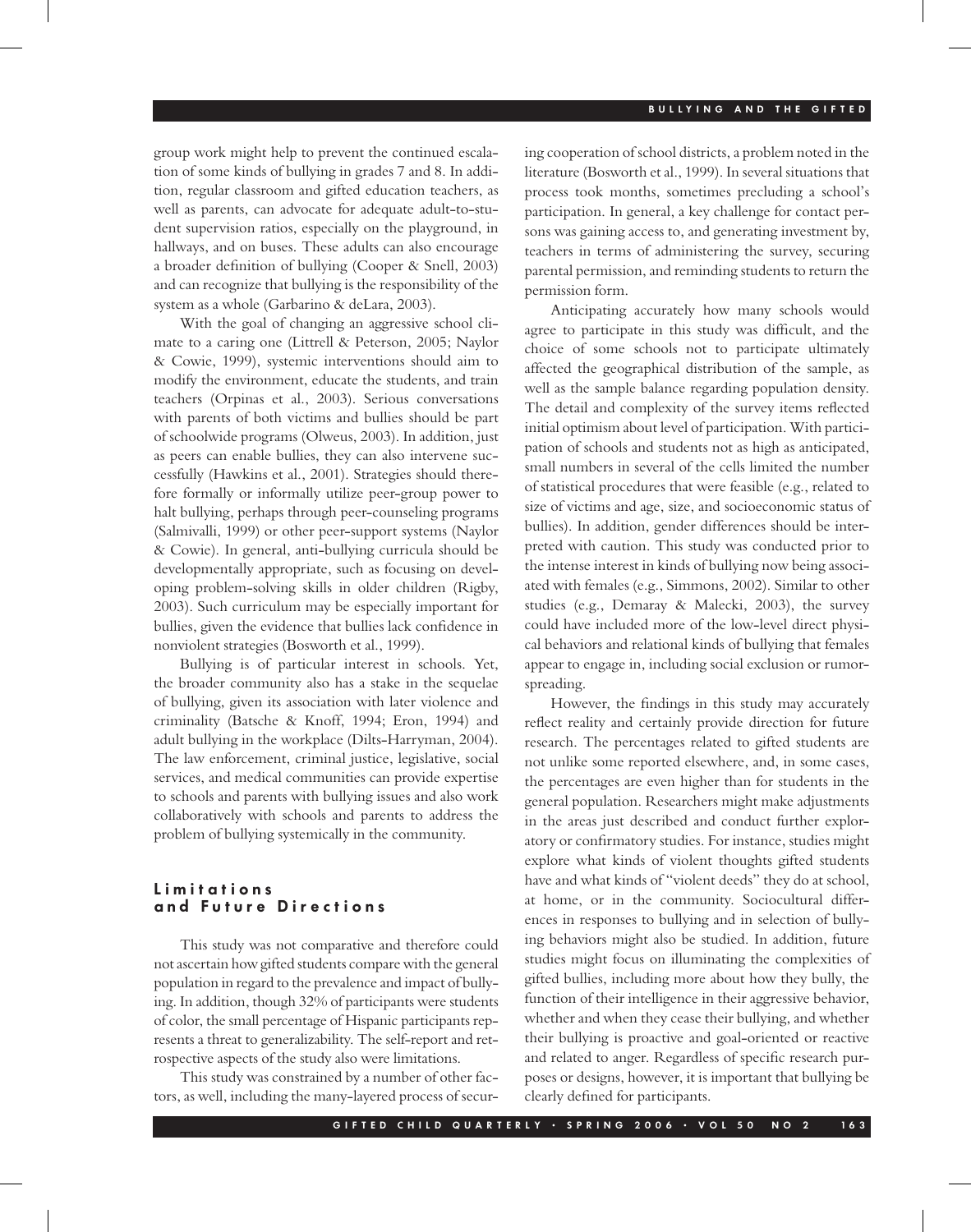group work might help to prevent the continued escalation of some kinds of bullying in grades 7 and 8. In addition, regular classroom and gifted education teachers, as well as parents, can advocate for adequate adult-to-student supervision ratios, especially on the playground, in hallways, and on buses. These adults can also encourage a broader definition of bullying (Cooper & Snell, 2003) and can recognize that bullying is the responsibility of the system as a whole (Garbarino & deLara, 2003).

With the goal of changing an aggressive school climate to a caring one (Littrell & Peterson, 2005; Naylor & Cowie, 1999), systemic interventions should aim to modify the environment, educate the students, and train teachers (Orpinas et al., 2003). Serious conversations with parents of both victims and bullies should be part of schoolwide programs (Olweus, 2003). In addition, just as peers can enable bullies, they can also intervene successfully (Hawkins et al., 2001). Strategies should therefore formally or informally utilize peer-group power to halt bullying, perhaps through peer-counseling programs (Salmivalli, 1999) or other peer-support systems (Naylor & Cowie). In general, anti-bullying curricula should be developmentally appropriate, such as focusing on developing problem-solving skills in older children (Rigby, 2003). Such curriculum may be especially important for bullies, given the evidence that bullies lack confidence in nonviolent strategies (Bosworth et al., 1999).

Bullying is of particular interest in schools. Yet, the broader community also has a stake in the sequelae of bullying, given its association with later violence and criminality (Batsche & Knoff, 1994; Eron, 1994) and adult bullying in the workplace (Dilts-Harryman, 2004). The law enforcement, criminal justice, legislative, social services, and medical communities can provide expertise to schools and parents with bullying issues and also work collaboratively with schools and parents to address the problem of bullying systemically in the community.

## Limitations and Future Directions

This study was not comparative and therefore could not ascertain how gifted students compare with the general population in regard to the prevalence and impact of bullying. In addition, though 32% of participants were students of color, the small percentage of Hispanic participants represents a threat to generalizability. The self-report and retrospective aspects of the study also were limitations.

This study was constrained by a number of other factors, as well, including the many-layered process of securing cooperation of school districts, a problem noted in the literature (Bosworth et al., 1999). In several situations that process took months, sometimes precluding a school's participation. In general, a key challenge for contact persons was gaining access to, and generating investment by, teachers in terms of administering the survey, securing parental permission, and reminding students to return the permission form.

Anticipating accurately how many schools would agree to participate in this study was difficult, and the choice of some schools not to participate ultimately affected the geographical distribution of the sample, as well as the sample balance regarding population density. The detail and complexity of the survey items reflected initial optimism about level of participation. With participation of schools and students not as high as anticipated, small numbers in several of the cells limited the number of statistical procedures that were feasible (e.g., related to size of victims and age, size, and socioeconomic status of bullies). In addition, gender differences should be interpreted with caution. This study was conducted prior to the intense interest in kinds of bullying now being associated with females (e.g., Simmons, 2002). Similar to other studies (e.g., Demaray & Malecki, 2003), the survey could have included more of the low-level direct physical behaviors and relational kinds of bullying that females appear to engage in, including social exclusion or rumor-spreading.

However, the findings in this study may accurately reflect reality and certainly provide direction for future research. The percentages related to gifted students are not unlike some reported elsewhere, and, in some cases, the percentages are even higher than for students in the general population. Researchers might make adjustments in the areas just described and conduct further exploratory or confirmatory studies. For instance, studies might explore what kinds of violent thoughts gifted students have and what kinds of "violent deeds" they do at school, at home, or in the community. Sociocultural differences in responses to bullying and in selection of bullying behaviors might also be studied. In addition, future studies might focus on illuminating the complexities of gifted bullies, including more about how they bully, the function of their intelligence in their aggressive behavior, whether and when they cease their bullying, and whether their bullying is proactive and goal-oriented or reactive and related to anger. Regardless of specific research purposes or designs, however, it is important that bullying be clearly defined for participants.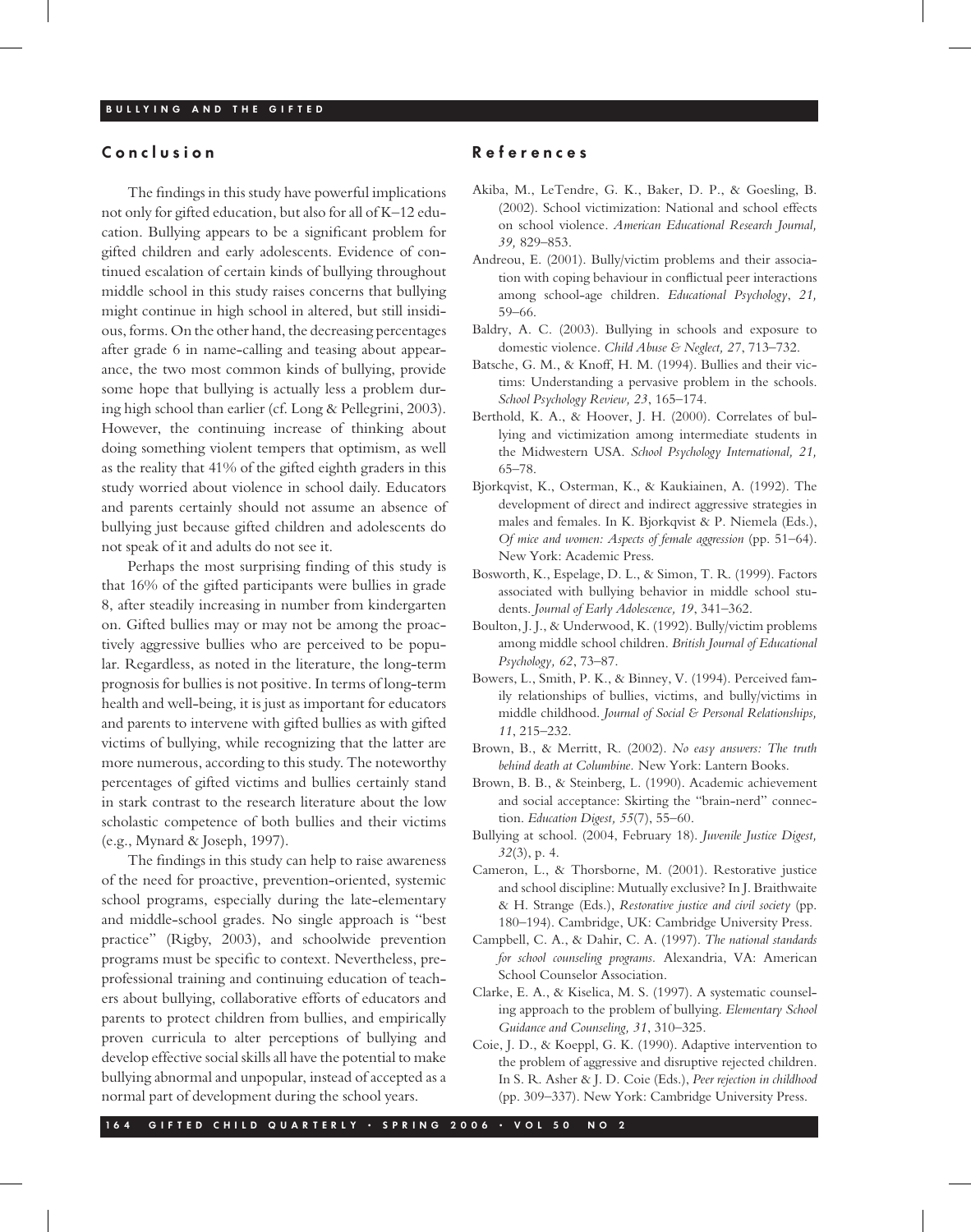## Conclusion

The findings in this study have powerful implications not only for gifted education, but also for all of K–12 education. Bullying appears to be a significant problem for gifted children and early adolescents. Evidence of continued escalation of certain kinds of bullying throughout middle school in this study raises concerns that bullying might continue in high school in altered, but still insidious, forms. On the other hand, the decreasing percentages after grade 6 in name-calling and teasing about appearance, the two most common kinds of bullying, provide some hope that bullying is actually less a problem during high school than earlier (cf. Long & Pellegrini, 2003). However, the continuing increase of thinking about doing something violent tempers that optimism, as well as the reality that 41% of the gifted eighth graders in this study worried about violence in school daily. Educators and parents certainly should not assume an absence of bullying just because gifted children and adolescents do not speak of it and adults do not see it.

Perhaps the most surprising finding of this study is that 16% of the gifted participants were bullies in grade 8, after steadily increasing in number from kindergarten on. Gifted bullies may or may not be among the proactively aggressive bullies who are perceived to be popular. Regardless, as noted in the literature, the long-term prognosis for bullies is not positive. In terms of long-term health and well-being, it is just as important for educators and parents to intervene with gifted bullies as with gifted victims of bullying, while recognizing that the latter are more numerous, according to this study. The noteworthy percentages of gifted victims and bullies certainly stand in stark contrast to the research literature about the low scholastic competence of both bullies and their victims (e.g., Mynard & Joseph, 1997).

The findings in this study can help to raise awareness of the need for proactive, prevention-oriented, systemic school programs, especially during the late-elementary and middle-school grades. No single approach is "best practice" (Rigby, 2003), and schoolwide prevention programs must be specific to context. Nevertheless, preprofessional training and continuing education of teachers about bullying, collaborative efforts of educators and parents to protect children from bullies, and empirically proven curricula to alter perceptions of bullying and develop effective social skills all have the potential to make bullying abnormal and unpopular, instead of accepted as a normal part of development during the school years.

## References

Akiba, M., LeTendre, G. K., Baker, D. P., & Goesling, B. (2002). School victimization: National and school effects on school violence. *American Educational Research Journal, 39,* 829–853.

Andreou, E. (2001). Bully/victim problems and their association with coping behaviour in conflictual peer interactions among school-age children. *Educational Psychology*, *21,* 59–66.

Baldry, A. C. (2003). Bullying in schools and exposure to domestic violence. *Child Abuse & Neglect, 27*, 713–732.

Batsche, G. M., & Knoff, H. M. (1994). Bullies and their victims: Understanding a pervasive problem in the schools. *School Psychology Review, 23*, 165–174.

Berthold, K. A., & Hoover, J. H. (2000). Correlates of bullying and victimization among intermediate students in the Midwestern USA. *School Psychology International, 21,* 65–78.

Bjorkqvist, K., Osterman, K., & Kaukiainen, A. (1992). The development of direct and indirect aggressive strategies in males and females. In K. Bjorkqvist & P. Niemela (Eds.), *Of mice and women: Aspects of female aggression* (pp. 51–64). New York: Academic Press.

Bosworth, K., Espelage, D. L., & Simon, T. R. (1999). Factors associated with bullying behavior in middle school students. *Journal of Early Adolescence, 19*, 341–362.

Boulton, J. J., & Underwood, K. (1992). Bully/victim problems among middle school children. *British Journal of Educational Psychology, 62*, 73–87.

Bowers, L., Smith, P. K., & Binney, V. (1994). Perceived family relationships of bullies, victims, and bully/victims in middle childhood. *Journal of Social & Personal Relationships, 11*, 215–232.

Brown, B., & Merritt, R. (2002). *No easy answers: The truth behind death at Columbine.* New York: Lantern Books.

Brown, B. B., & Steinberg, L. (1990). Academic achievement and social acceptance: Skirting the "brain-nerd" connection. *Education Digest, 55*(7), 55–60.

Bullying at school. (2004, February 18). *Juvenile Justice Digest, 32*(3), p. 4.

Cameron, L., & Thorsborne, M. (2001). Restorative justice and school discipline: Mutually exclusive? In J. Braithwaite & H. Strange (Eds.), *Restorative justice and civil society* (pp. 180–194). Cambridge, UK: Cambridge University Press.

Campbell, C. A., & Dahir, C. A. (1997). *The national standards for school counseling programs.* Alexandria, VA: American School Counselor Association.

Clarke, E. A., & Kiselica, M. S. (1997). A systematic counseling approach to the problem of bullying. *Elementary School Guidance and Counseling, 31*, 310–325.

Coie, J. D., & Koeppl, G. K. (1990). Adaptive intervention to the problem of aggressive and disruptive rejected children. In S. R. Asher & J. D. Coie (Eds.), *Peer rejection in childhood* (pp. 309–337). New York: Cambridge University Press.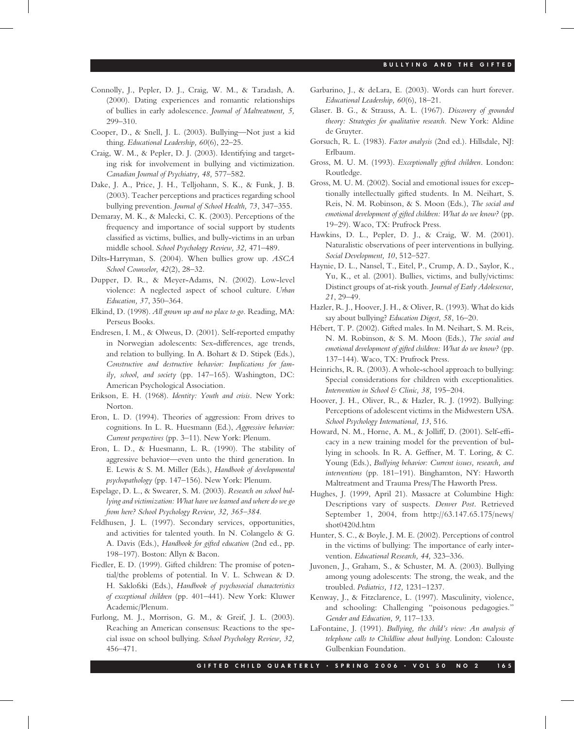Connolly, J., Pepler, D. J., Craig, W. M., & Taradash, A. (2000). Dating experiences and romantic relationships of bullies in early adolescence. *Journal of Maltreatment, 5,* 299–310.

Cooper, D., & Snell, J. L. (2003). Bullying—Not just a kid thing. *Educational Leadership, 60*(6), 22–25.

Craig, W. M., & Pepler, D. J. (2003). Identifying and targeting risk for involvement in bullying and victimization. *Canadian Journal of Psychiatry, 48,* 577–582.

Dake, J. A., Price, J. H., Telljohann, S. K., & Funk, J. B. (2003). Teacher perceptions and practices regarding school bullying prevention. *Journal of School Health, 73*, 347–355.

Demaray, M. K., & Malecki, C. K. (2003). Perceptions of the frequency and importance of social support by students classified as victims, bullies, and bully-victims in an urban middle school. *School Psychology Review, 32,* 471–489.

Dilts-Harryman, S. (2004). When bullies grow up. *ASCA School Counselor, 42*(2), 28–32.

Dupper, D. R., & Meyer-Adams, N. (2002). Low-level violence: A neglected aspect of school culture. *Urban Education, 37*, 350–364.

Elkind, D. (1998). *All grown up and no place to go*. Reading, MA: Perseus Books.

Endresen, I. M., & Olweus, D. (2001). Self-reported empathy in Norwegian adolescents: Sex-differences, age trends, and relation to bullying. In A. Bohart & D. Stipek (Eds.), *Constructive and destructive behavior: Implications for family, school, and society* (pp. 147–165). Washington, DC: American Psychological Association.

Erikson, E. H. (1968). *Identity: Youth and crisis*. New York: Norton.

Eron, L. D. (1994). Theories of aggression: From drives to cognitions. In L. R. Huesmann (Ed.), *Aggressive behavior: Current perspectives* (pp. 3–11). New York: Plenum.

Eron, L. D., & Huesmann, L. R. (1990). The stability of aggressive behavior—even unto the third generation. In E. Lewis & S. M. Miller (Eds.), *Handbook of developmental psychopathology* (pp. 147–156). New York: Plenum.

Espelage, D. L., & Swearer, S. M. (2003). *Research on school bullying and victimization: What have we learned and where do we go from here? School Psychology Review, 32, 365–384.*

Feldhusen, J. L. (1997). Secondary services, opportunities, and activities for talented youth. In N. Colangelo & G. A. Davis (Eds.), *Handbook for gifted education* (2nd ed., pp. 198–197). Boston: Allyn & Bacon.

Fiedler, E. D. (1999). Gifted children: The promise of potential/the problems of potential. In V. L. Schwean & D. H. Saklofski (Eds.), *Handbook of psychosocial characteristics of exceptional children* (pp. 401–441). New York: Kluwer Academic/Plenum.

Furlong, M. J., Morrison, G. M., & Greif, J. L. (2003). Reaching an American consensus: Reactions to the special issue on school bullying. *School Psychology Review, 32,* 456–471.

Garbarino, J., & deLara, E. (2003). Words can hurt forever. *Educational Leadership, 60*(6), 18–21.

Glaser. B. G., & Strauss, A. L. (1967). *Discovery of grounded theory: Strategies for qualitative research.* New York: Aldine de Gruyter.

Gorsuch, R. L. (1983). *Factor analysis* (2nd ed.). Hillsdale, NJ: Erlbaum.

Gross, M. U. M. (1993). *Exceptionally gifted children*. London: Routledge.

Gross, M. U. M. (2002). Social and emotional issues for exceptionally intellectually gifted students. In M. Neihart, S. Reis, N. M. Robinson, & S. Moon (Eds.), *The social and emotional development of gifted children: What do we know?* (pp. 19–29). Waco, TX: Prufrock Press.

Hawkins, D. L., Pepler, D. J., & Craig, W. M. (2001). Naturalistic observations of peer interventions in bullying. *Social Development, 10*, 512–527.

Haynie, D. L., Nansel, T., Eitel, P., Crump, A. D., Saylor, K., Yu, K., et al. (2001). Bullies, victims, and bully/victims: Distinct groups of at-risk youth. *Journal of Early Adolescence, 21*, 29–49.

Hazler, R. J., Hoover, J. H., & Oliver, R. (1993). What do kids say about bullying? *Education Digest, 58*, 16–20.

Hébert, T. P. (2002). Gifted males. In M. Neihart, S. M. Reis, N. M. Robinson, & S. M. Moon (Eds.), *The social and emotional development of gifted children: What do we know?* (pp. 137–144). Waco, TX: Prufrock Press.

Heinrichs, R. R. (2003). A whole-school approach to bullying: Special considerations for children with exceptionalities. *Intervention in School & Clinic, 38,* 195–204.

Hoover, J. H., Oliver, R., & Hazler, R. J. (1992). Bullying: Perceptions of adolescent victims in the Midwestern USA. *School Psychology International, 13*, 516.

Howard, N. M., Horne, A. M., & Jolliff, D. (2001). Self-efficacy in a new training model for the prevention of bullying in schools. In R. A. Geffner, M. T. Loring, & C. Young (Eds.), *Bullying behavior: Current issues, research, and interventions* (pp. 181–191). Binghamton, NY: Haworth Maltreatment and Trauma Press/The Haworth Press.

Hughes, J. (1999, April 21). Massacre at Columbine High: Descriptions vary of suspects. *Denver Post*. Retrieved September 1, 2004, from http://63.147.65.175/news/shot0420d.htm

Hunter, S. C., & Boyle, J. M. E. (2002). Perceptions of control in the victims of bullying: The importance of early intervention. *Educational Research, 44,* 323–336.

Juvonen, J., Graham, S., & Schuster, M. A. (2003). Bullying among young adolescents: The strong, the weak, and the troubled. *Pediatrics, 112,* 1231–1237.

Kenway, J., & Fitzclarence, L. (1997). Masculinity, violence, and schooling: Challenging "poisonous pedagogies." *Gender and Education, 9,* 117–133.

LaFontaine, J. (1991). *Bullying, the child's view: An analysis of telephone calls to Childline about bullying*. London: Calouste Gulbenkian Foundation.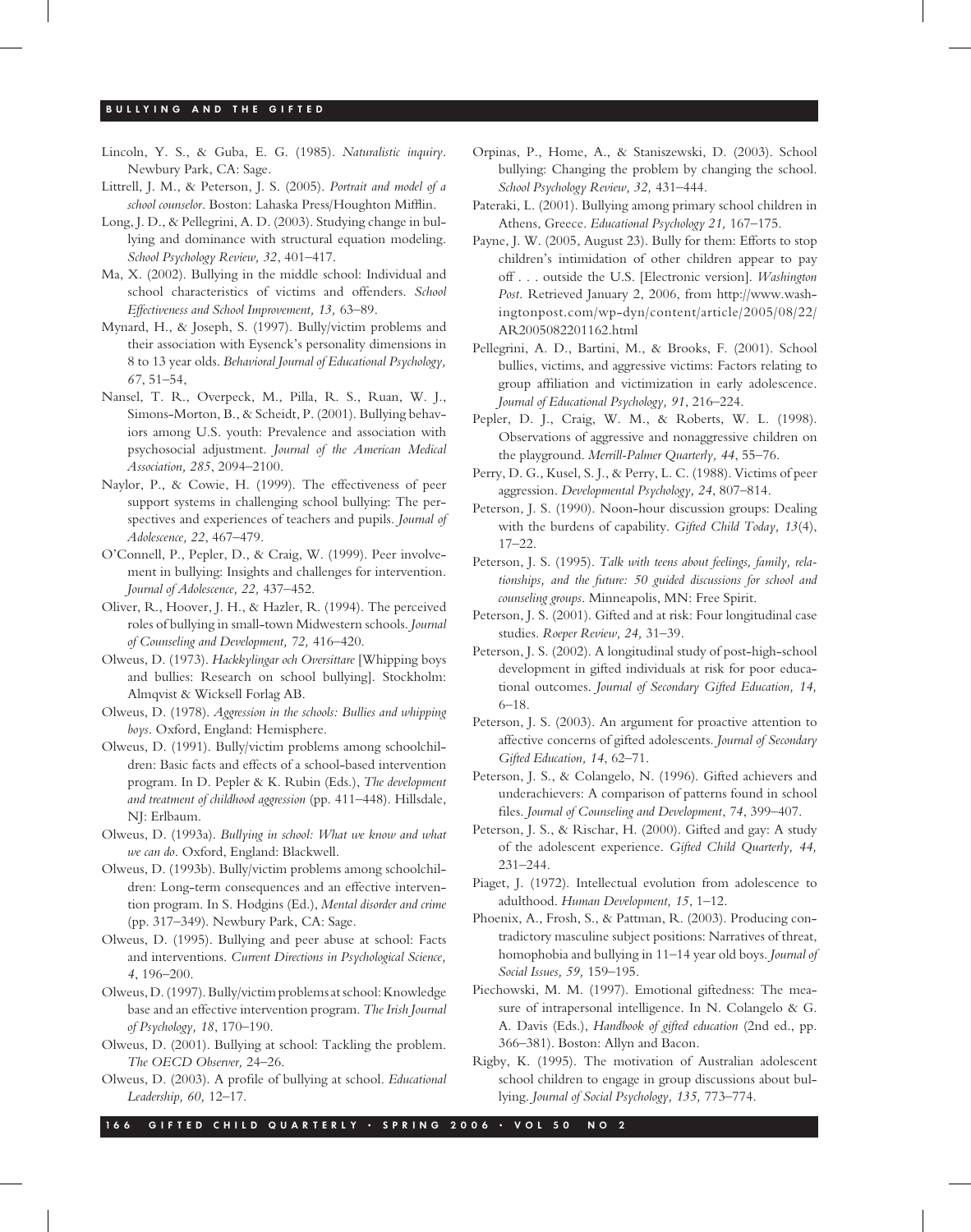Lincoln, Y. S., & Guba, E. G. (1985). *Naturalistic inquiry*. Newbury Park, CA: Sage.

Littrell, J. M., & Peterson, J. S. (2005). *Portrait and model of a school counselor*. Boston: Lahaska Press/Houghton Mifflin.

Long, J. D., & Pellegrini, A. D. (2003). Studying change in bullying and dominance with structural equation modeling. *School Psychology Review, 32*, 401–417.

Ma, X. (2002). Bullying in the middle school: Individual and school characteristics of victims and offenders. *School Effectiveness and School Improvement, 13,* 63–89.

Mynard, H., & Joseph, S. (1997). Bully/victim problems and their association with Eysenck's personality dimensions in 8 to 13 year olds. *Behavioral Journal of Educational Psychology, 67*, 51–54,

Nansel, T. R., Overpeck, M., Pilla, R. S., Ruan, W. J., Simons-Morton, B., & Scheidt, P. (2001). Bullying behaviors among U.S. youth: Prevalence and association with psychosocial adjustment. *Journal of the American Medical Association, 285*, 2094–2100.

Naylor, P., & Cowie, H. (1999). The effectiveness of peer support systems in challenging school bullying: The perspectives and experiences of teachers and pupils. *Journal of Adolescence, 22*, 467–479.

O'Connell, P., Pepler, D., & Craig, W. (1999). Peer involvement in bullying: Insights and challenges for intervention. *Journal of Adolescence, 22,* 437–452.

Oliver, R., Hoover, J. H., & Hazler, R. (1994). The perceived roles of bullying in small-town Midwestern schools. *Journal of Counseling and Development, 72,* 416–420.

Olweus, D. (1973). *Hackkylingar och Oversittare* [Whipping boys and bullies: Research on school bullying]. Stockholm: Almqvist & Wicksell Forlag AB.

Olweus, D. (1978). *Aggression in the schools: Bullies and whipping boys*. Oxford, England: Hemisphere.

Olweus, D. (1991). Bully/victim problems among schoolchildren: Basic facts and effects of a school-based intervention program. In D. Pepler & K. Rubin (Eds.), *The development and treatment of childhood aggression* (pp. 411–448). Hillsdale, NJ: Erlbaum.

Olweus, D. (1993a). *Bullying in school: What we know and what we can do*. Oxford, England: Blackwell.

Olweus, D. (1993b). Bully/victim problems among schoolchildren: Long-term consequences and an effective intervention program. In S. Hodgins (Ed.), *Mental disorder and crime* (pp. 317–349). Newbury Park, CA: Sage.

Olweus, D. (1995). Bullying and peer abuse at school: Facts and interventions. *Current Directions in Psychological Science, 4*, 196–200.

Olweus, D. (1997). Bully/victim problems at school: Knowledge base and an effective intervention program. *The Irish Journal of Psychology, 18*, 170–190.

Olweus, D. (2001). Bullying at school: Tackling the problem. *The OECD Observer,* 24–26.

Olweus, D. (2003). A profile of bullying at school. *Educational Leadership, 60,* 12–17.

Orpinas, P., Home, A., & Staniszewski, D. (2003). School bullying: Changing the problem by changing the school. *School Psychology Review, 32,* 431–444.

Pateraki, L. (2001). Bullying among primary school children in Athens, Greece. *Educational Psychology 21,* 167–175.

Payne, J. W. (2005, August 23). Bully for them: Efforts to stop children's intimidation of other children appear to pay off . . . outside the U.S. [Electronic version]. *Washington Post*. Retrieved January 2, 2006, from http://www.washingtonpost.com/wp-dyn/content/article/2005/08/22/AR2005082201162.html

Pellegrini, A. D., Bartini, M., & Brooks, F. (2001). School bullies, victims, and aggressive victims: Factors relating to group affiliation and victimization in early adolescence. *Journal of Educational Psychology, 91*, 216–224.

Pepler, D. J., Craig, W. M., & Roberts, W. L. (1998). Observations of aggressive and nonaggressive children on the playground. *Merrill-Palmer Quarterly, 44*, 55–76.

Perry, D. G., Kusel, S. J., & Perry, L. C. (1988). Victims of peer aggression. *Developmental Psychology, 24*, 807–814.

Peterson, J. S. (1990). Noon-hour discussion groups: Dealing with the burdens of capability. *Gifted Child Today, 13*(4), 17–22.

Peterson, J. S. (1995). *Talk with teens about feelings, family, relationships, and the future: 50 guided discussions for school and counseling groups*. Minneapolis, MN: Free Spirit.

Peterson, J. S. (2001). Gifted and at risk: Four longitudinal case studies. *Roeper Review, 24,* 31–39.

Peterson, J. S. (2002). A longitudinal study of post-high-school development in gifted individuals at risk for poor educational outcomes. *Journal of Secondary Gifted Education, 14,* 6–18.

Peterson, J. S. (2003). An argument for proactive attention to affective concerns of gifted adolescents. *Journal of Secondary Gifted Education, 14*, 62–71.

Peterson, J. S., & Colangelo, N. (1996). Gifted achievers and underachievers: A comparison of patterns found in school files. *Journal of Counseling and Development*, *74*, 399–407.

Peterson, J. S., & Rischar, H. (2000). Gifted and gay: A study of the adolescent experience. *Gifted Child Quarterly, 44,* 231–244.

Piaget, J. (1972). Intellectual evolution from adolescence to adulthood. *Human Development, 15*, 1–12.

Phoenix, A., Frosh, S., & Pattman, R. (2003). Producing contradictory masculine subject positions: Narratives of threat, homophobia and bullying in 11–14 year old boys. *Journal of Social Issues, 59,* 159–195.

Piechowski, M. M. (1997). Emotional giftedness: The measure of intrapersonal intelligence. In N. Colangelo & G. A. Davis (Eds.), *Handbook of gifted education* (2nd ed., pp. 366–381). Boston: Allyn and Bacon.

Rigby, K. (1995). The motivation of Australian adolescent school children to engage in group discussions about bullying. *Journal of Social Psychology, 135,* 773–774.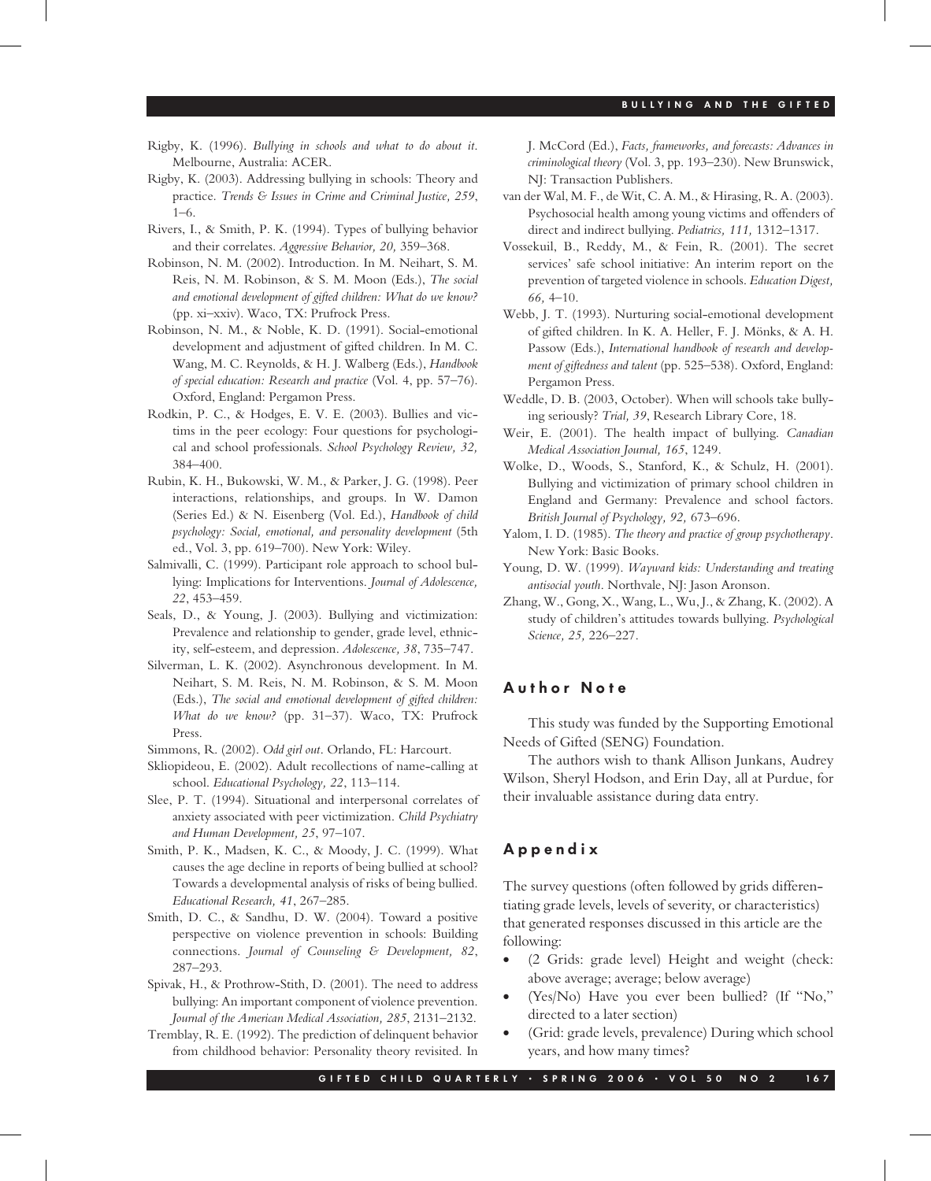Rigby, K. (1996). *Bullying in schools and what to do about it*. Melbourne, Australia: ACER.

Rigby, K. (2003). Addressing bullying in schools: Theory and practice. *Trends & Issues in Crime and Criminal Justice, 259*, 1–6.

Rivers, I., & Smith, P. K. (1994). Types of bullying behavior and their correlates. *Aggressive Behavior, 20,* 359–368.

Robinson, N. M. (2002). Introduction. In M. Neihart, S. M. Reis, N. M. Robinson, & S. M. Moon (Eds.), *The social and emotional development of gifted children: What do we know?* (pp. xi–xxiv). Waco, TX: Prufrock Press.

Robinson, N. M., & Noble, K. D. (1991). Social-emotional development and adjustment of gifted children. In M. C. Wang, M. C. Reynolds, & H. J. Walberg (Eds.), *Handbook of special education: Research and practice* (Vol. 4, pp. 57–76). Oxford, England: Pergamon Press.

Rodkin, P. C., & Hodges, E. V. E. (2003). Bullies and victims in the peer ecology: Four questions for psychological and school professionals. *School Psychology Review, 32,* 384–400.

Rubin, K. H., Bukowski, W. M., & Parker, J. G. (1998). Peer interactions, relationships, and groups. In W. Damon (Series Ed.) & N. Eisenberg (Vol. Ed.), *Handbook of child psychology: Social, emotional, and personality development* (5th ed., Vol. 3, pp. 619–700). New York: Wiley.

Salmivalli, C. (1999). Participant role approach to school bullying: Implications for Interventions. *Journal of Adolescence, 22*, 453–459.

Seals, D., & Young, J. (2003). Bullying and victimization: Prevalence and relationship to gender, grade level, ethnicity, self-esteem, and depression. *Adolescence, 38*, 735–747.

Silverman, L. K. (2002). Asynchronous development. In M. Neihart, S. M. Reis, N. M. Robinson, & S. M. Moon (Eds.), *The social and emotional development of gifted children: What do we know?* (pp. 31–37). Waco, TX: Prufrock Press.

Simmons, R. (2002). *Odd girl out*. Orlando, FL: Harcourt.

Skliopideou, E. (2002). Adult recollections of name-calling at school. *Educational Psychology, 22*, 113–114.

Slee, P. T. (1994). Situational and interpersonal correlates of anxiety associated with peer victimization. *Child Psychiatry and Human Development, 25*, 97–107.

Smith, P. K., Madsen, K. C., & Moody, J. C. (1999). What causes the age decline in reports of being bullied at school? Towards a developmental analysis of risks of being bullied. *Educational Research, 41*, 267–285.

Smith, D. C., & Sandhu, D. W. (2004). Toward a positive perspective on violence prevention in schools: Building connections. *Journal of Counseling & Development, 82*, 287–293.

Spivak, H., & Prothrow-Stith, D. (2001). The need to address bullying: An important component of violence prevention. *Journal of the American Medical Association, 285*, 2131–2132.

Tremblay, R. E. (1992). The prediction of delinquent behavior from childhood behavior: Personality theory revisited. In J. McCord (Ed.), *Facts, frameworks, and forecasts: Advances in criminological theory* (Vol. 3, pp. 193–230). New Brunswick, NJ: Transaction Publishers.

van der Wal, M. F., de Wit, C. A. M., & Hirasing, R. A. (2003). Psychosocial health among young victims and offenders of direct and indirect bullying. *Pediatrics, 111,* 1312–1317.

Vossekuil, B., Reddy, M., & Fein, R. (2001). The secret services' safe school initiative: An interim report on the prevention of targeted violence in schools. *Education Digest, 66,* 4–10.

Webb, J. T. (1993). Nurturing social-emotional development of gifted children. In K. A. Heller, F. J. Mönks, & A. H. Passow (Eds.), *International handbook of research and development of giftedness and talent* (pp. 525–538). Oxford, England: Pergamon Press.

Weddle, D. B. (2003, October). When will schools take bullying seriously? *Trial, 39*, Research Library Core, 18.

Weir, E. (2001). The health impact of bullying. *Canadian Medical Association Journal, 165*, 1249.

Wolke, D., Woods, S., Stanford, K., & Schulz, H. (2001). Bullying and victimization of primary school children in England and Germany: Prevalence and school factors. *British Journal of Psychology, 92,* 673–696.

Yalom, I. D. (1985). *The theory and practice of group psychotherapy*. New York: Basic Books.

Young, D. W. (1999). *Wayward kids: Understanding and treating antisocial youth*. Northvale, NJ: Jason Aronson.

Zhang, W., Gong, X., Wang, L., Wu, J., & Zhang, K. (2002). A study of children's attitudes towards bullying. *Psychological Science, 25,* 226–227.

## Author Note

This study was funded by the Supporting Emotional Needs of Gifted (SENG) Foundation.

The authors wish to thank Allison Junkans, Audrey Wilson, Sheryl Hodson, and Erin Day, all at Purdue, for their invaluable assistance during data entry.

## Appendix

The survey questions (often followed by grids differentiating grade levels, levels of severity, or characteristics) that generated responses discussed in this article are the following:

- (2 Grids: grade level) Height and weight (check: above average; average; below average)
- (Yes/No) Have you ever been bullied? (If "No," directed to a later section)
- (Grid: grade levels, prevalence) During which school years, and how many times?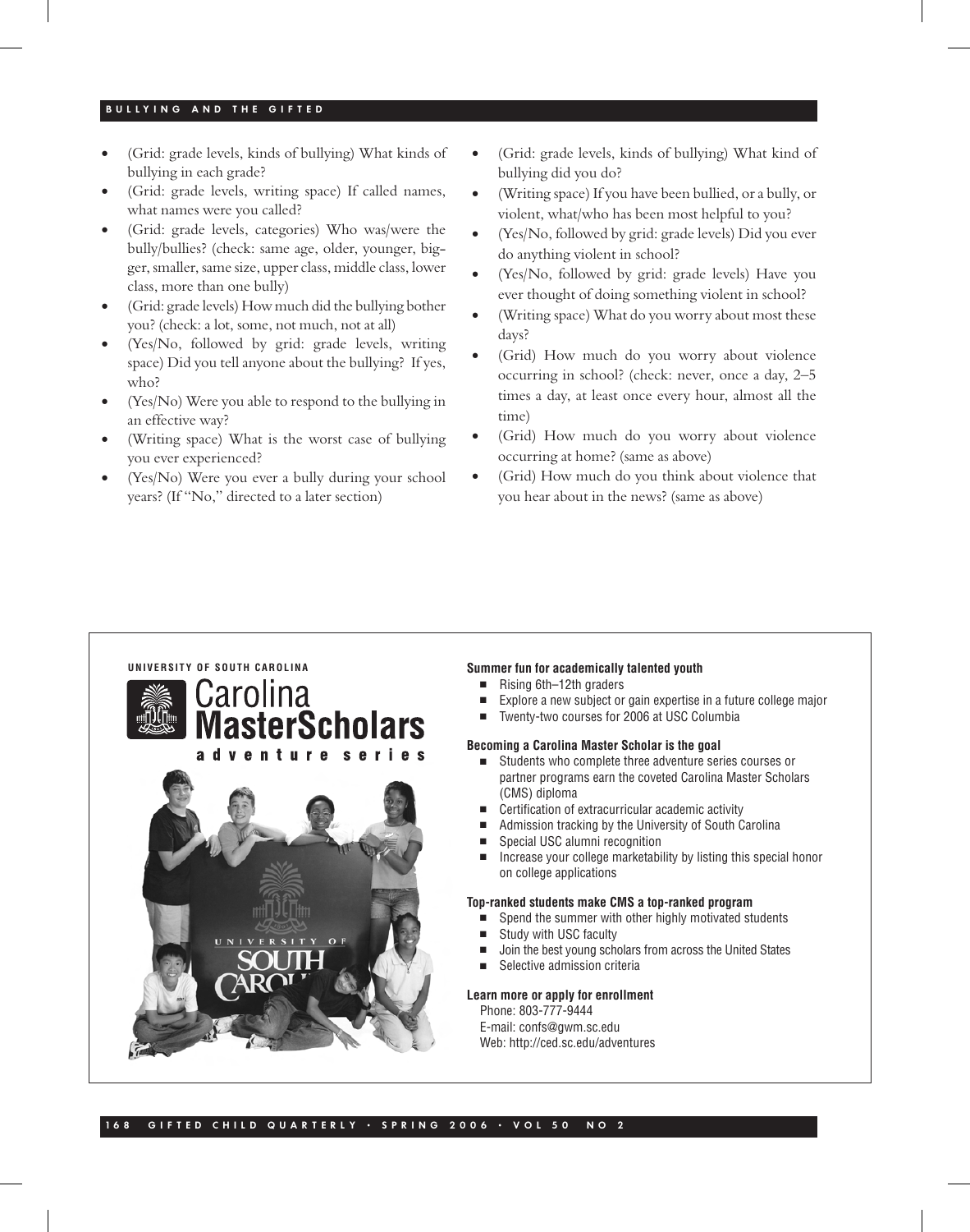- (Grid: grade levels, kinds of bullying) What kinds of bullying in each grade?
- (Grid: grade levels, writing space) If called names, what names were you called?
- (Grid: grade levels, categories) Who was/were the bully/bullies? (check: same age, older, younger, bigger, smaller, same size, upper class, middle class, lower class, more than one bully)
- (Grid: grade levels) How much did the bullying bother you? (check: a lot, some, not much, not at all)
- (Yes/No, followed by grid: grade levels, writing space) Did you tell anyone about the bullying? If yes, who?
- (Yes/No) Were you able to respond to the bullying in an effective way?
- (Writing space) What is the worst case of bullying you ever experienced?
- (Yes/No) Were you ever a bully during your school years? (If "No," directed to a later section)
- (Grid: grade levels, kinds of bullying) What kind of bullying did you do?
- (Writing space) If you have been bullied, or a bully, or violent, what/who has been most helpful to you?
- (Yes/No, followed by grid: grade levels) Did you ever do anything violent in school?
- (Yes/No, followed by grid: grade levels) Have you ever thought of doing something violent in school?
- (Writing space) What do you worry about most these days?
- (Grid) How much do you worry about violence occurring in school? (check: never, once a day, 2–5 times a day, at least once every hour, almost all the time)
- (Grid) How much do you worry about violence occurring at home? (same as above)
- (Grid) How much do you think about violence that you hear about in the news? (same as above)

UNIVERSITY OF SOUTH CAROLINA

Carolina MasterScholars

adventure series

**Summer fun for academically talented youth**

- Rising 6th–12th graders
- Explore a new subject or gain expertise in a future college major
- Twenty-two courses for 2006 at USC Columbia

**Becoming a Carolina Master Scholar is the goal**

- Students who complete three adventure series courses or partner programs earn the coveted Carolina Master Scholars (CMS) diploma
- Certification of extracurricular academic activity
- Admission tracking by the University of South Carolina
- Special USC alumni recognition
- Increase your college marketability by listing this special honor on college applications

**Top-ranked students make CMS a top-ranked program**

- Spend the summer with other highly motivated students
- Study with USC faculty
- Join the best young scholars from across the United States
- Selective admission criteria

**Learn more or apply for enrollment**

Phone: 803-777-9444
E-mail: confs@gwm.sc.edu
Web: http://ced.sc.edu/adventures